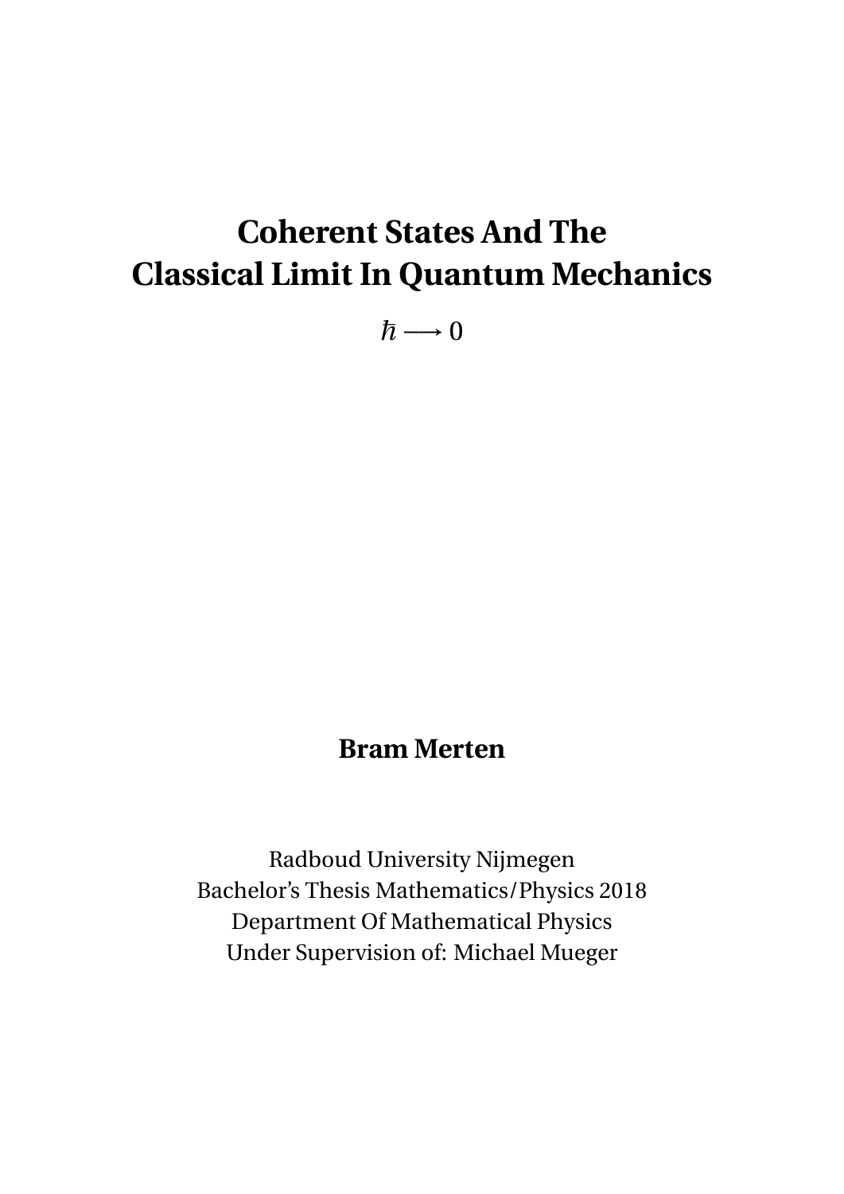# Coherent States And The Classical Limit In Quantum Mechanics

$\hbar \longrightarrow 0$

**Bram Merten**

Radboud University Nijmegen
Bachelor's Thesis Mathematics/Physics 2018
Department Of Mathematical Physics
Under Supervision of: Michael Mueger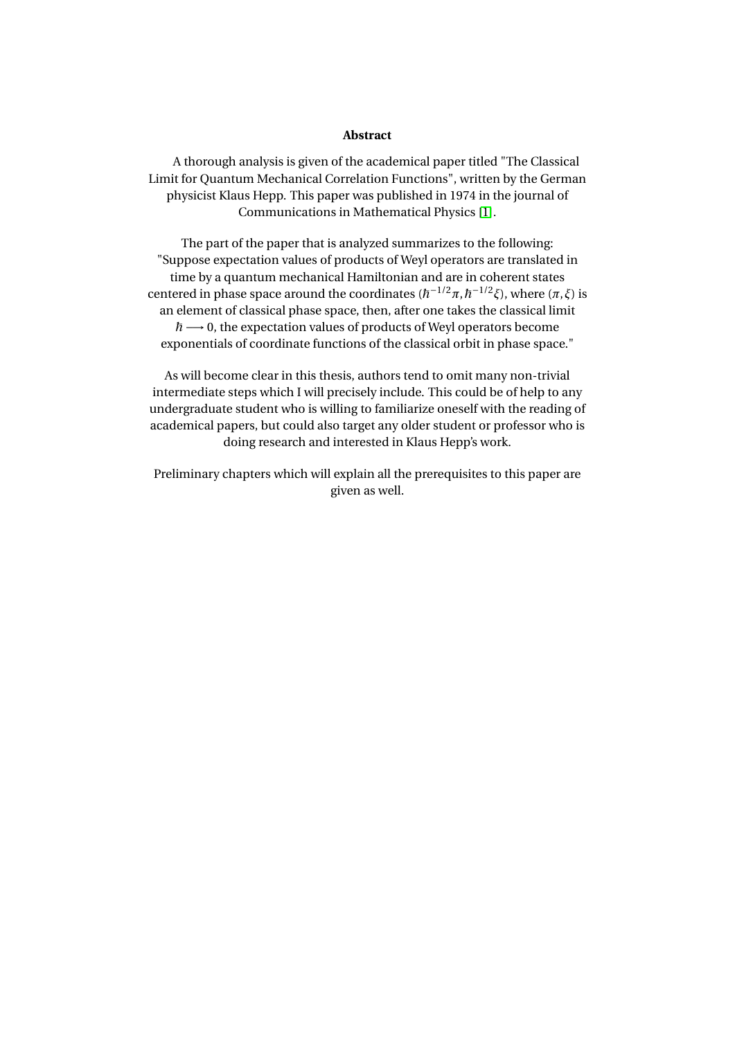**Abstract**

A thorough analysis is given of the academical paper titled "The Classical Limit for Quantum Mechanical Correlation Functions", written by the German physicist Klaus Hepp. This paper was published in 1974 in the journal of Communications in Mathematical Physics [1].

The part of the paper that is analyzed summarizes to the following: "Suppose expectation values of products of Weyl operators are translated in time by a quantum mechanical Hamiltonian and are in coherent states centered in phase space around the coordinates $(\hbar^{-1/2}\pi, \hbar^{-1/2}\xi)$, where $(\pi, \xi)$ is an element of classical phase space, then, after one takes the classical limit $\hbar \longrightarrow 0$, the expectation values of products of Weyl operators become exponentials of coordinate functions of the classical orbit in phase space."

As will become clear in this thesis, authors tend to omit many non-trivial intermediate steps which I will precisely include. This could be of help to any undergraduate student who is willing to familiarize oneself with the reading of academical papers, but could also target any older student or professor who is doing research and interested in Klaus Hepp's work.

Preliminary chapters which will explain all the prerequisites to this paper are given as well.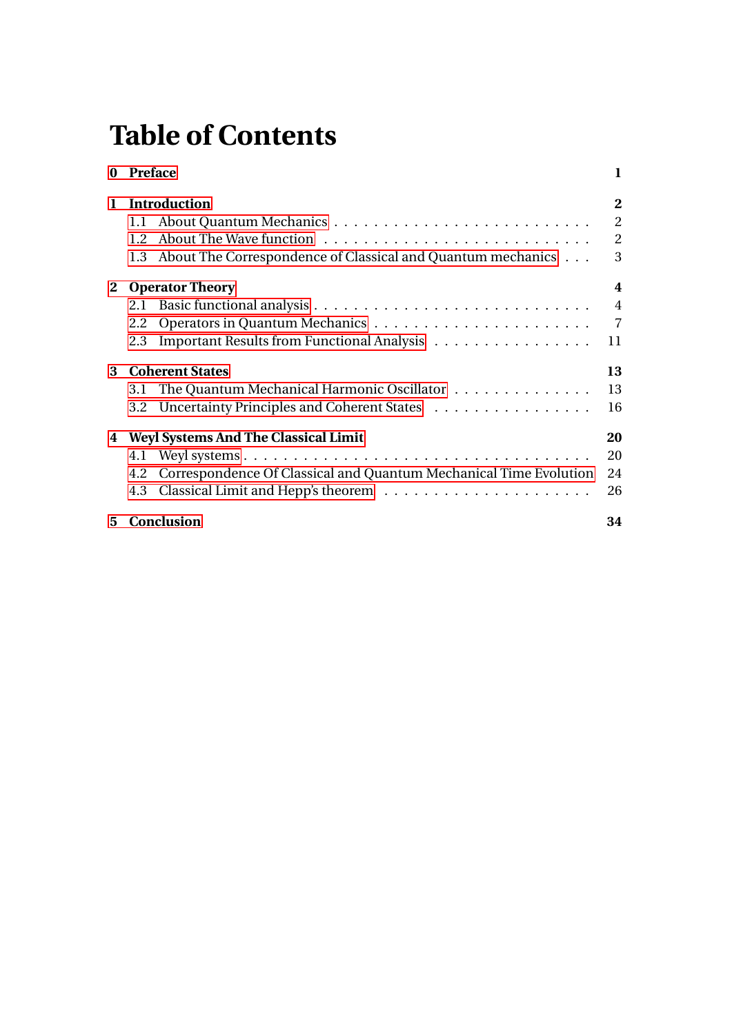# Table of Contents

**0 Preface** **1**

**1 Introduction** **2**

- 1.1 About Quantum Mechanics . . . 2
- 1.2 About The Wave function . . . 2
- 1.3 About The Correspondence of Classical and Quantum mechanics . . . 3

**2 Operator Theory** **4**

- 2.1 Basic functional analysis . . . 4
- 2.2 Operators in Quantum Mechanics . . . 7
- 2.3 Important Results from Functional Analysis . . . 11

**3 Coherent States** **13**

- 3.1 The Quantum Mechanical Harmonic Oscillator . . . 13
- 3.2 Uncertainty Principles and Coherent States . . . 16

**4 Weyl Systems And The Classical Limit** **20**

- 4.1 Weyl systems . . . 20
- 4.2 Correspondence Of Classical and Quantum Mechanical Time Evolution 24
- 4.3 Classical Limit and Hepp's theorem . . . 26

**5 Conclusion** **34**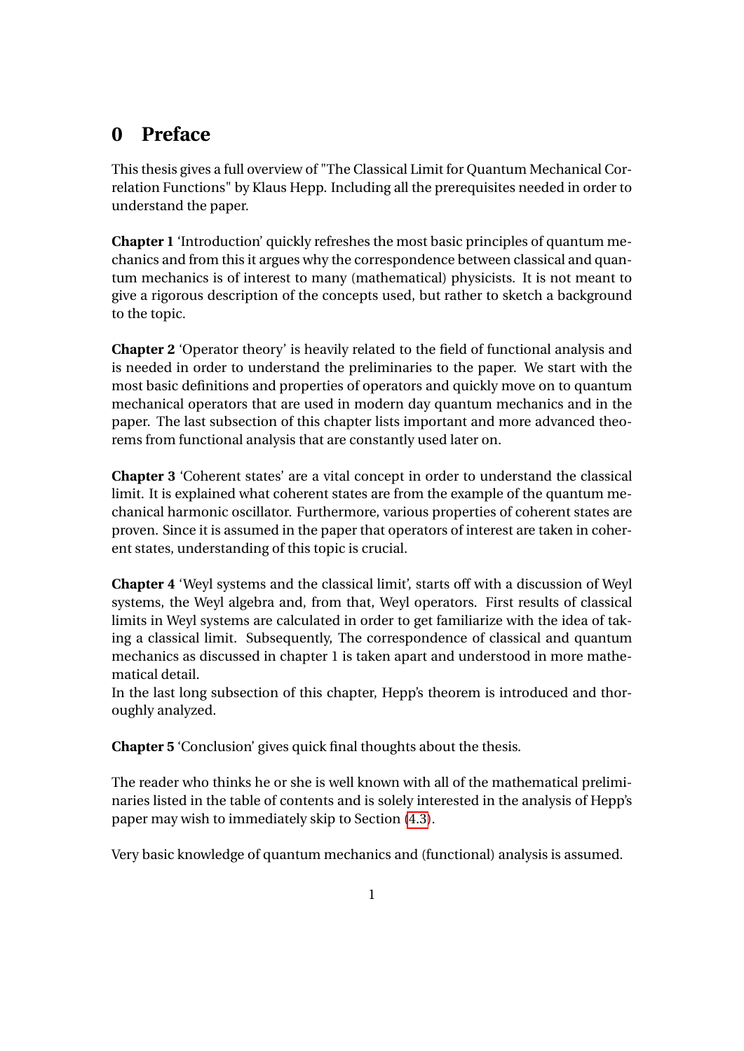# 0 Preface

This thesis gives a full overview of "The Classical Limit for Quantum Mechanical Correlation Functions" by Klaus Hepp. Including all the prerequisites needed in order to understand the paper.

**Chapter 1** 'Introduction' quickly refreshes the most basic principles of quantum mechanics and from this it argues why the correspondence between classical and quantum mechanics is of interest to many (mathematical) physicists. It is not meant to give a rigorous description of the concepts used, but rather to sketch a background to the topic.

**Chapter 2** 'Operator theory' is heavily related to the field of functional analysis and is needed in order to understand the preliminaries to the paper. We start with the most basic definitions and properties of operators and quickly move on to quantum mechanical operators that are used in modern day quantum mechanics and in the paper. The last subsection of this chapter lists important and more advanced theorems from functional analysis that are constantly used later on.

**Chapter 3** 'Coherent states' are a vital concept in order to understand the classical limit. It is explained what coherent states are from the example of the quantum mechanical harmonic oscillator. Furthermore, various properties of coherent states are proven. Since it is assumed in the paper that operators of interest are taken in coherent states, understanding of this topic is crucial.

**Chapter 4** 'Weyl systems and the classical limit', starts off with a discussion of Weyl systems, the Weyl algebra and, from that, Weyl operators. First results of classical limits in Weyl systems are calculated in order to get familiarize with the idea of taking a classical limit. Subsequently, The correspondence of classical and quantum mechanics as discussed in chapter 1 is taken apart and understood in more mathematical detail.
In the last long subsection of this chapter, Hepp's theorem is introduced and thoroughly analyzed.

**Chapter 5** 'Conclusion' gives quick final thoughts about the thesis.

The reader who thinks he or she is well known with all of the mathematical preliminaries listed in the table of contents and is solely interested in the analysis of Hepp's paper may wish to immediately skip to Section (4.3).

Very basic knowledge of quantum mechanics and (functional) analysis is assumed.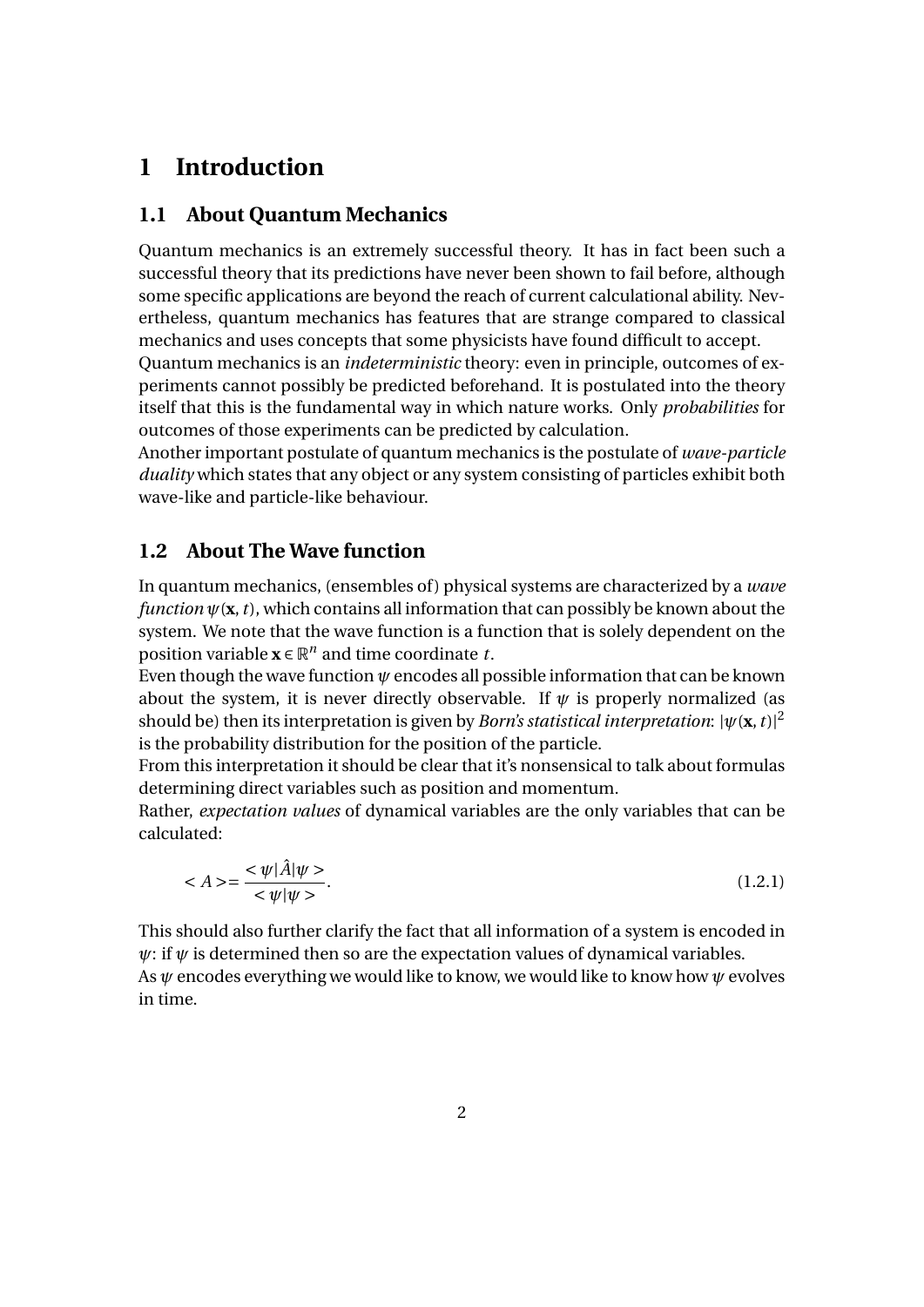// Page 5 transcription
# 1 Introduction

## 1.1 About Quantum Mechanics

Quantum mechanics is an extremely successful theory. It has in fact been such a successful theory that its predictions have never been shown to fail before, although some specific applications are beyond the reach of current calculational ability. Nevertheless, quantum mechanics has features that are strange compared to classical mechanics and uses concepts that some physicists have found difficult to accept.

Quantum mechanics is an *indeterministic* theory: even in principle, outcomes of experiments cannot possibly be predicted beforehand. It is postulated into the theory itself that this is the fundamental way in which nature works. Only *probabilities* for outcomes of those experiments can be predicted by calculation.

Another important postulate of quantum mechanics is the postulate of *wave-particle duality* which states that any object or any system consisting of particles exhibit both wave-like and particle-like behaviour.

## 1.2 About The Wave function

In quantum mechanics, (ensembles of) physical systems are characterized by a *wave function* $\psi(\mathbf{x}, t)$, which contains all information that can possibly be known about the system. We note that the wave function is a function that is solely dependent on the position variable $\mathbf{x} \in \mathbb{R}^n$ and time coordinate $t$.

Even though the wave function $\psi$ encodes all possible information that can be known about the system, it is never directly observable. If $\psi$ is properly normalized (as should be) then its interpretation is given by *Born's statistical interpretation*: $|\psi(\mathbf{x}, t)|^2$ is the probability distribution for the position of the particle.

From this interpretation it should be clear that it's nonsensical to talk about formulas determining direct variables such as position and momentum.

Rather, *expectation values* of dynamical variables are the only variables that can be calculated:

$$< A >= \frac{< \psi|\hat{A}|\psi >}{< \psi|\psi >}. \tag{1.2.1}$$

This should also further clarify the fact that all information of a system is encoded in $\psi$: if $\psi$ is determined then so are the expectation values of dynamical variables.

As $\psi$ encodes everything we would like to know, we would like to know how $\psi$ evolves in time.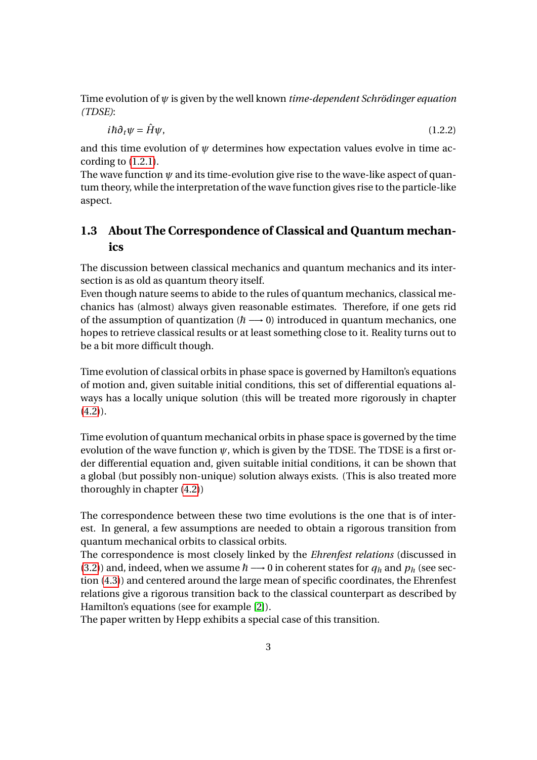Time evolution of $\psi$ is given by the well known *time-dependent Schrödinger equation (TDSE)*:

$$i\hbar\partial_t\psi = \hat{H}\psi, \tag{1.2.2}$$

and this time evolution of $\psi$ determines how expectation values evolve in time according to (1.2.1).
The wave function $\psi$ and its time-evolution give rise to the wave-like aspect of quantum theory, while the interpretation of the wave function gives rise to the particle-like aspect.

## 1.3 About The Correspondence of Classical and Quantum mechanics

The discussion between classical mechanics and quantum mechanics and its intersection is as old as quantum theory itself.
Even though nature seems to abide to the rules of quantum mechanics, classical mechanics has (almost) always given reasonable estimates. Therefore, if one gets rid of the assumption of quantization ($\hbar \longrightarrow 0$) introduced in quantum mechanics, one hopes to retrieve classical results or at least something close to it. Reality turns out to be a bit more difficult though.

Time evolution of classical orbits in phase space is governed by Hamilton's equations of motion and, given suitable initial conditions, this set of differential equations always has a locally unique solution (this will be treated more rigorously in chapter (4.2)).

Time evolution of quantum mechanical orbits in phase space is governed by the time evolution of the wave function $\psi$, which is given by the TDSE. The TDSE is a first order differential equation and, given suitable initial conditions, it can be shown that a global (but possibly non-unique) solution always exists. (This is also treated more thoroughly in chapter (4.2))

The correspondence between these two time evolutions is the one that is of interest. In general, a few assumptions are needed to obtain a rigorous transition from quantum mechanical orbits to classical orbits.
The correspondence is most closely linked by the *Ehrenfest relations* (discussed in (3.2)) and, indeed, when we assume $\hbar \longrightarrow 0$ in coherent states for $q_h$ and $p_h$ (see section (4.3)) and centered around the large mean of specific coordinates, the Ehrenfest relations give a rigorous transition back to the classical counterpart as described by Hamilton's equations (see for example [2]).
The paper written by Hepp exhibits a special case of this transition.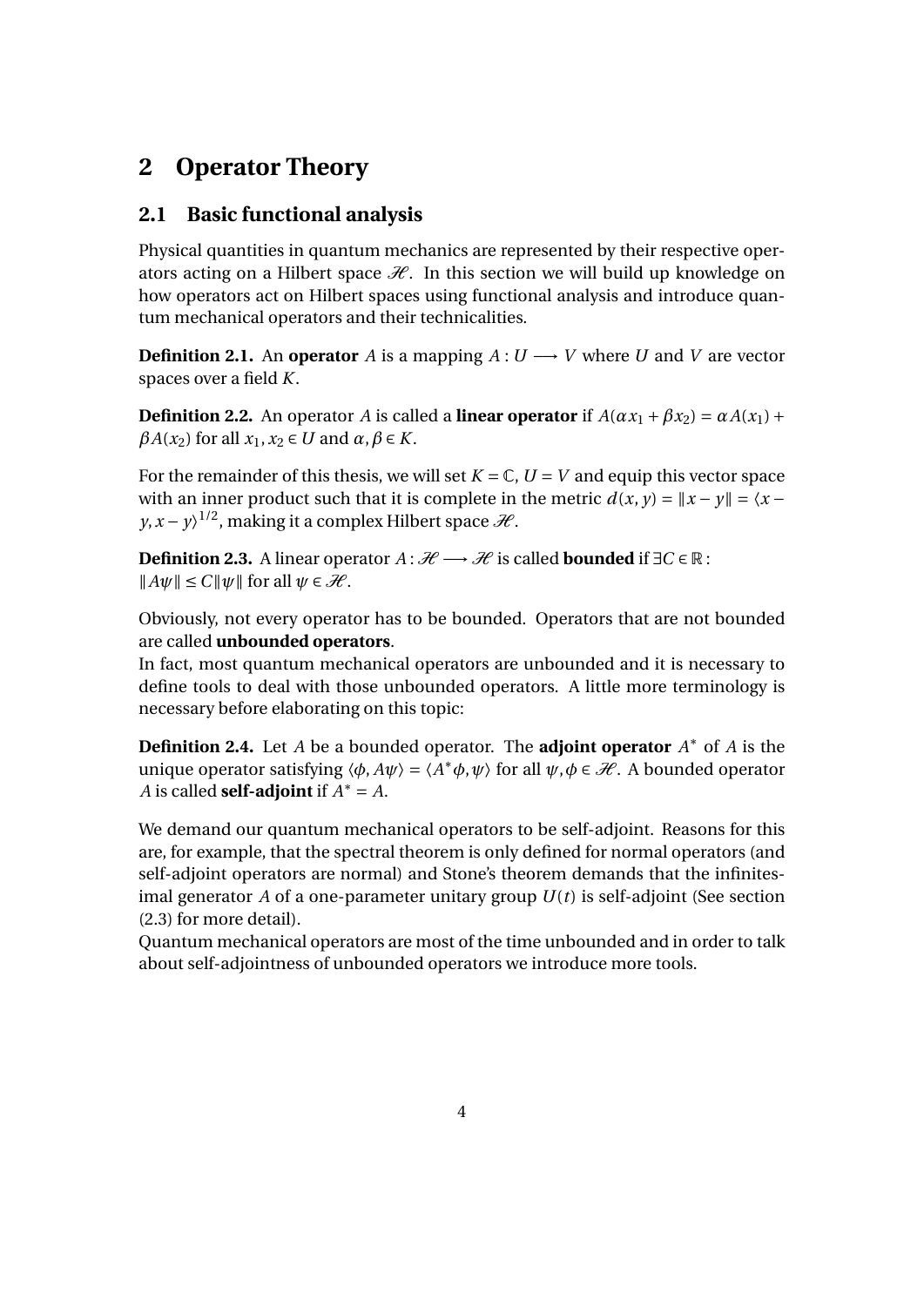# 2 Operator Theory

## 2.1 Basic functional analysis

Physical quantities in quantum mechanics are represented by their respective operators acting on a Hilbert space $\mathscr{H}$. In this section we will build up knowledge on how operators act on Hilbert spaces using functional analysis and introduce quantum mechanical operators and their technicalities.

**Definition 2.1.** An **operator** $A$ is a mapping $A : U \longrightarrow V$ where $U$ and $V$ are vector spaces over a field $K$.

**Definition 2.2.** An operator $A$ is called a **linear operator** if $A(\alpha x_1 + \beta x_2) = \alpha A(x_1) + \beta A(x_2)$ for all $x_1, x_2 \in U$ and $\alpha, \beta \in K$.

For the remainder of this thesis, we will set $K = \mathbb{C}$, $U = V$ and equip this vector space with an inner product such that it is complete in the metric $d(x, y) = \|x - y\| = \langle x - y, x - y\rangle^{1/2}$, making it a complex Hilbert space $\mathscr{H}$.

**Definition 2.3.** A linear operator $A : \mathscr{H} \longrightarrow \mathscr{H}$ is called **bounded** if $\exists C \in \mathbb{R}$ : $\|A\psi\| \leq C\|\psi\|$ for all $\psi \in \mathscr{H}$.

Obviously, not every operator has to be bounded. Operators that are not bounded are called **unbounded operators**.
In fact, most quantum mechanical operators are unbounded and it is necessary to define tools to deal with those unbounded operators. A little more terminology is necessary before elaborating on this topic:

**Definition 2.4.** Let $A$ be a bounded operator. The **adjoint operator** $A^*$ of $A$ is the unique operator satisfying $\langle \phi, A\psi\rangle = \langle A^*\phi, \psi\rangle$ for all $\psi, \phi \in \mathscr{H}$. A bounded operator $A$ is called **self-adjoint** if $A^* = A$.

We demand our quantum mechanical operators to be self-adjoint. Reasons for this are, for example, that the spectral theorem is only defined for normal operators (and self-adjoint operators are normal) and Stone's theorem demands that the infinitesimal generator $A$ of a one-parameter unitary group $U(t)$ is self-adjoint (See section (2.3) for more detail).
Quantum mechanical operators are most of the time unbounded and in order to talk about self-adjointness of unbounded operators we introduce more tools.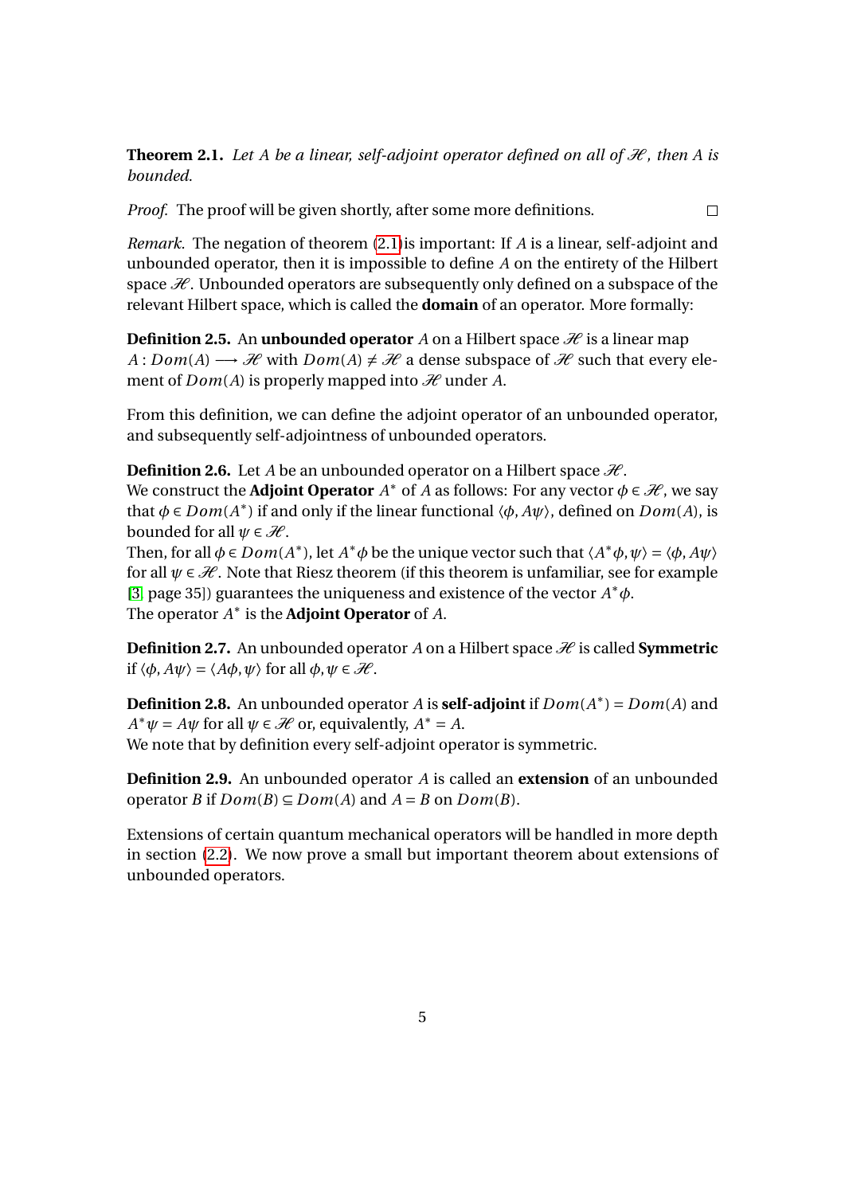**Theorem 2.1.** *Let $A$ be a linear, self-adjoint operator defined on all of $\mathscr{H}$, then $A$ is bounded.*

*Proof.* The proof will be given shortly, after some more definitions. □

*Remark.* The negation of theorem (2.1) is important: If $A$ is a linear, self-adjoint and unbounded operator, then it is impossible to define $A$ on the entirety of the Hilbert space $\mathscr{H}$. Unbounded operators are subsequently only defined on a subspace of the relevant Hilbert space, which is called the **domain** of an operator. More formally:

**Definition 2.5.** An **unbounded operator** $A$ on a Hilbert space $\mathscr{H}$ is a linear map $A : Dom(A) \longrightarrow \mathscr{H}$ with $Dom(A) \neq \mathscr{H}$ a dense subspace of $\mathscr{H}$ such that every element of $Dom(A)$ is properly mapped into $\mathscr{H}$ under $A$.

From this definition, we can define the adjoint operator of an unbounded operator, and subsequently self-adjointness of unbounded operators.

**Definition 2.6.** Let $A$ be an unbounded operator on a Hilbert space $\mathscr{H}$.
We construct the **Adjoint Operator** $A^*$ of $A$ as follows: For any vector $\phi \in \mathscr{H}$, we say that $\phi \in Dom(A^*)$ if and only if the linear functional $\langle \phi, A\psi \rangle$, defined on $Dom(A)$, is bounded for all $\psi \in \mathscr{H}$.
Then, for all $\phi \in Dom(A^*)$, let $A^*\phi$ be the unique vector such that $\langle A^*\phi, \psi \rangle = \langle \phi, A\psi \rangle$ for all $\psi \in \mathscr{H}$. Note that Riesz theorem (if this theorem is unfamiliar, see for example [3] page 35]) guarantees the uniqueness and existence of the vector $A^*\phi$.
The operator $A^*$ is the **Adjoint Operator** of $A$.

**Definition 2.7.** An unbounded operator $A$ on a Hilbert space $\mathscr{H}$ is called **Symmetric** if $\langle \phi, A\psi \rangle = \langle A\phi, \psi \rangle$ for all $\phi, \psi \in \mathscr{H}$.

**Definition 2.8.** An unbounded operator $A$ is **self-adjoint** if $Dom(A^*) = Dom(A)$ and $A^*\psi = A\psi$ for all $\psi \in \mathscr{H}$ or, equivalently, $A^* = A$.
We note that by definition every self-adjoint operator is symmetric.

**Definition 2.9.** An unbounded operator $A$ is called an **extension** of an unbounded operator $B$ if $Dom(B) \subseteq Dom(A)$ and $A = B$ on $Dom(B)$.

Extensions of certain quantum mechanical operators will be handled in more depth in section (2.2). We now prove a small but important theorem about extensions of unbounded operators.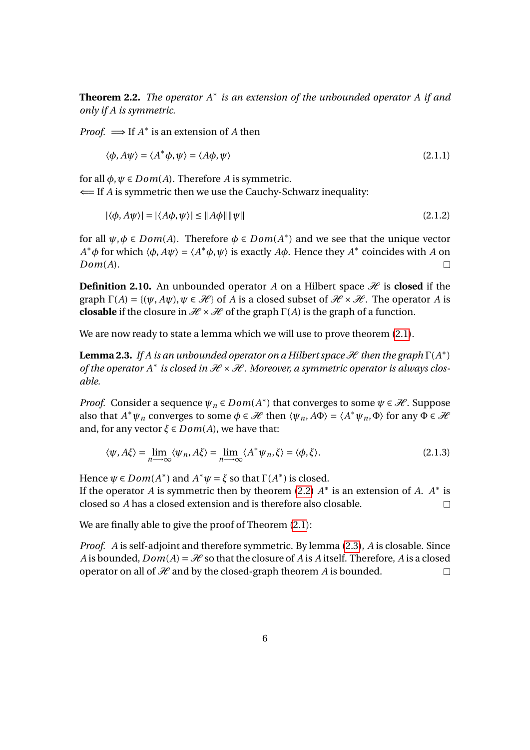**Theorem 2.2.** *The operator $A^*$ is an extension of the unbounded operator $A$ if and only if $A$ is symmetric.*

*Proof.* $\Longrightarrow$ If $A^*$ is an extension of $A$ then

$$\langle \phi, A\psi \rangle = \langle A^* \phi, \psi \rangle = \langle A\phi, \psi \rangle \tag{2.1.1}$$

for all $\phi, \psi \in Dom(A)$. Therefore $A$ is symmetric.
$\Longleftarrow$ If $A$ is symmetric then we use the Cauchy-Schwarz inequality:

$$|\langle \phi, A\psi \rangle| = |\langle A\phi, \psi \rangle| \leq \| A\phi \| \| \psi \| \tag{2.1.2}$$

for all $\psi, \phi \in Dom(A)$. Therefore $\phi \in Dom(A^*)$ and we see that the unique vector $A^*\phi$ for which $\langle \phi, A\psi \rangle = \langle A^*\phi, \psi \rangle$ is exactly $A\phi$. Hence they $A^*$ coincides with $A$ on $Dom(A)$. □

**Definition 2.10.** An unbounded operator $A$ on a Hilbert space $\mathscr{H}$ is **closed** if the graph $\Gamma(A) = \{(\psi, A\psi), \psi \in \mathscr{H}\}$ of $A$ is a closed subset of $\mathscr{H} \times \mathscr{H}$. The operator $A$ is **closable** if the closure in $\mathscr{H} \times \mathscr{H}$ of the graph $\Gamma(A)$ is the graph of a function.

We are now ready to state a lemma which we will use to prove theorem (2.1).

**Lemma 2.3.** *If $A$ is an unbounded operator on a Hilbert space $\mathscr{H}$ then the graph $\Gamma(A^*)$ of the operator $A^*$ is closed in $\mathscr{H} \times \mathscr{H}$. Moreover, a symmetric operator is always closable.*

*Proof.* Consider a sequence $\psi_n \in Dom(A^*)$ that converges to some $\psi \in \mathscr{H}$. Suppose also that $A^*\psi_n$ converges to some $\phi \in \mathscr{H}$ then $\langle \psi_n, A\Phi \rangle = \langle A^*\psi_n, \Phi \rangle$ for any $\Phi \in \mathscr{H}$ and, for any vector $\xi \in Dom(A)$, we have that:

$$\langle \psi, A\xi \rangle = \lim_{n \longrightarrow \infty} \langle \psi_n, A\xi \rangle = \lim_{n \longrightarrow \infty} \langle A^* \psi_n, \xi \rangle = \langle \phi, \xi \rangle. \tag{2.1.3}$$

Hence $\psi \in Dom(A^*)$ and $A^*\psi = \xi$ so that $\Gamma(A^*)$ is closed.
If the operator $A$ is symmetric then by theorem (2.2) $A^*$ is an extension of $A$. $A^*$ is closed so $A$ has a closed extension and is therefore also closable. □

We are finally able to give the proof of Theorem (2.1):

*Proof.* $A$ is self-adjoint and therefore symmetric. By lemma (2.3), $A$ is closable. Since $A$ is bounded, $Dom(A) = \mathscr{H}$ so that the closure of $A$ is $A$ itself. Therefore, $A$ is a closed operator on all of $\mathscr{H}$ and by the closed-graph theorem $A$ is bounded. □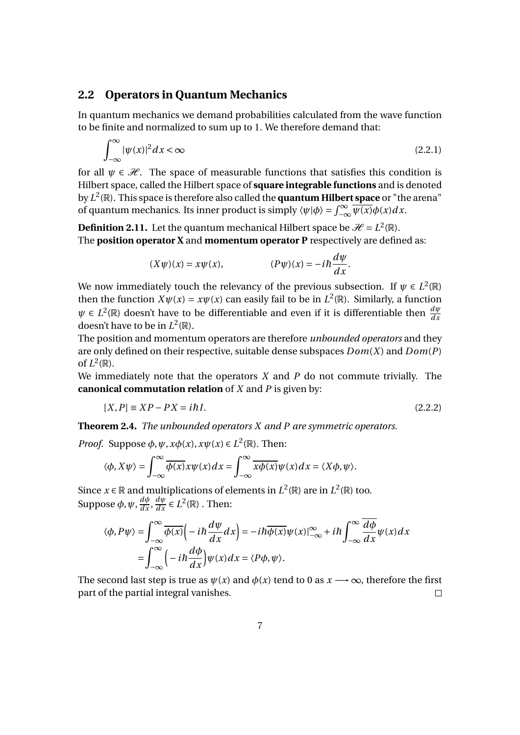## 2.2 Operators in Quantum Mechanics

In quantum mechanics we demand probabilities calculated from the wave function to be finite and normalized to sum up to 1. We therefore demand that:

$$\int_{-\infty}^{\infty} |\psi(x)|^2 dx < \infty \tag{2.2.1}$$

for all $\psi \in \mathcal{H}$. The space of measurable functions that satisfies this condition is Hilbert space, called the Hilbert space of **square integrable functions** and is denoted by $L^2(\mathbb{R})$. This space is therefore also called the **quantum Hilbert space** or "the arena" of quantum mechanics. Its inner product is simply $\langle\psi|\phi\rangle = \int_{-\infty}^{\infty} \overline{\psi(x)}\phi(x)dx$.

**Definition 2.11.** Let the quantum mechanical Hilbert space be $\mathcal{H} = L^2(\mathbb{R})$.
The **position operator X** and **momentum operator P** respectively are defined as:

$$(X\psi)(x) = x\psi(x), \qquad (P\psi)(x) = -i\hbar\frac{d\psi}{dx}.$$

We now immediately touch the relevancy of the previous subsection. If $\psi \in L^2(\mathbb{R})$ then the function $X\psi(x) = x\psi(x)$ can easily fail to be in $L^2(\mathbb{R})$. Similarly, a function $\psi \in L^2(\mathbb{R})$ doesn't have to be differentiable and even if it is differentiable then $\frac{d\psi}{dx}$ doesn't have to be in $L^2(\mathbb{R})$.
The position and momentum operators are therefore *unbounded operators* and they are only defined on their respective, suitable dense subspaces $Dom(X)$ and $Dom(P)$ of $L^2(\mathbb{R})$.
We immediately note that the operators $X$ and $P$ do not commute trivially. The **canonical commutation relation** of $X$ and $P$ is given by:

$$[X,P] \equiv XP - PX = i\hbar I. \tag{2.2.2}$$

**Theorem 2.4.** *The unbounded operators X and P are symmetric operators.*

*Proof.* Suppose $\phi, \psi, x\phi(x), x\psi(x) \in L^2(\mathbb{R})$. Then:

$$\langle\phi, X\psi\rangle = \int_{-\infty}^{\infty} \overline{\phi(x)}x\psi(x)dx = \int_{-\infty}^{\infty} \overline{x\phi(x)}\psi(x)dx = \langle X\phi, \psi\rangle.$$

Since $x \in \mathbb{R}$ and multiplications of elements in $L^2(\mathbb{R})$ are in $L^2(\mathbb{R})$ too.
Suppose $\phi, \psi, \frac{d\phi}{dx}, \frac{d\psi}{dx} \in L^2(\mathbb{R})$ . Then:

$$\begin{aligned}
\langle\phi, P\psi\rangle &= \int_{-\infty}^{\infty} \overline{\phi(x)}\Big(-i\hbar\frac{d\psi}{dx}dx\Big) = -i\hbar\overline{\phi(x)}\psi(x)|_{-\infty}^{\infty} + i\hbar\int_{-\infty}^{\infty}\overline{\frac{d\phi}{dx}}\psi(x)dx \\
&= \int_{-\infty}^{\infty}\Big(-i\hbar\frac{d\phi}{dx}\Big)\psi(x)dx = \langle P\phi, \psi\rangle.
\end{aligned}$$

The second last step is true as $\psi(x)$ and $\phi(x)$ tend to 0 as $x \longrightarrow \infty$, therefore the first part of the partial integral vanishes. □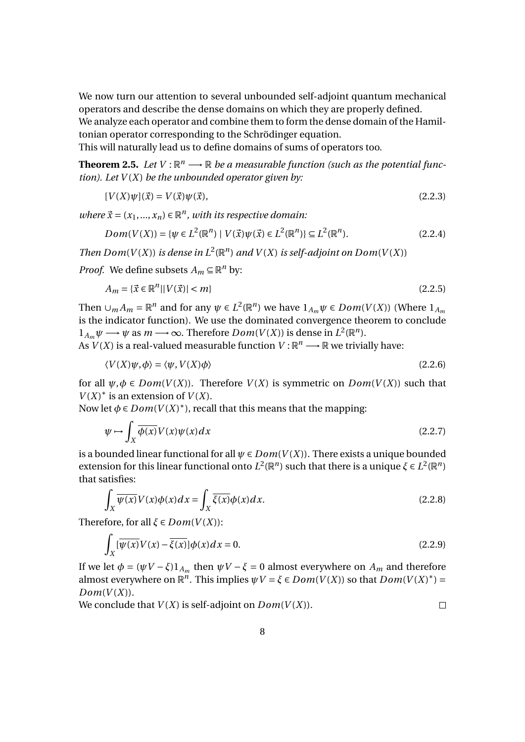We now turn our attention to several unbounded self-adjoint quantum mechanical operators and describe the dense domains on which they are properly defined.
We analyze each operator and combine them to form the dense domain of the Hamiltonian operator corresponding to the Schrödinger equation.
This will naturally lead us to define domains of sums of operators too.

**Theorem 2.5.** *Let $V : \mathbb{R}^n \longrightarrow \mathbb{R}$ be a measurable function (such as the potential function). Let $V(X)$ be the unbounded operator given by:*

$$[V(X)\psi](\vec{x}) = V(\vec{x})\psi(\vec{x}), \tag{2.2.3}$$

*where $\vec{x} = (x_1, ..., x_n) \in \mathbb{R}^n$, with its respective domain:*

$$Dom(V(X)) = \{\psi \in L^2(\mathbb{R}^n) \mid V(\vec{x})\psi(\vec{x}) \in L^2(\mathbb{R}^n)\} \subseteq L^2(\mathbb{R}^n). \tag{2.2.4}$$

*Then $Dom(V(X))$ is dense in $L^2(\mathbb{R}^n)$ and $V(X)$ is self-adjoint on $Dom(V(X))$*

*Proof.* We define subsets $A_m \subseteq \mathbb{R}^n$ by:

$$A_m = \{\vec{x} \in \mathbb{R}^n || V(\vec{x})| < m\} \tag{2.2.5}$$

Then $\cup_m A_m = \mathbb{R}^n$ and for any $\psi \in L^2(\mathbb{R}^n)$ we have $1_{A_m}\psi \in Dom(V(X))$ (Where $1_{A_m}$ is the indicator function). We use the dominated convergence theorem to conclude $1_{A_m}\psi \longrightarrow \psi$ as $m \longrightarrow \infty$. Therefore $Dom(V(X))$ is dense in $L^2(\mathbb{R}^n)$.
As $V(X)$ is a real-valued measurable function $V : \mathbb{R}^n \longrightarrow \mathbb{R}$ we trivially have:

$$\langle V(X)\psi, \phi\rangle = \langle \psi, V(X)\phi\rangle \tag{2.2.6}$$

for all $\psi, \phi \in Dom(V(X))$. Therefore $V(X)$ is symmetric on $Dom(V(X))$ such that $V(X)^*$ is an extension of $V(X)$.
Now let $\phi \in Dom(V(X)^*)$, recall that this means that the mapping:

$$\psi \mapsto \int_X \overline{\phi(x)} V(x)\psi(x)dx \tag{2.2.7}$$

is a bounded linear functional for all $\psi \in Dom(V(X))$. There exists a unique bounded extension for this linear functional onto $L^2(\mathbb{R}^n)$ such that there is a unique $\xi \in L^2(\mathbb{R}^n)$ that satisfies:

$$\int_X \overline{\psi(x)} V(x)\phi(x)dx = \int_X \overline{\xi(x)}\phi(x)dx. \tag{2.2.8}$$

Therefore, for all $\xi \in Dom(V(X))$:

$$\int_X [\overline{\psi(x)} V(x) - \overline{\xi(x)}]\phi(x)dx = 0. \tag{2.2.9}$$

If we let $\phi = (\psi V - \xi)1_{A_m}$ then $\psi V - \xi = 0$ almost everywhere on $A_m$ and therefore almost everywhere on $\mathbb{R}^n$. This implies $\psi V = \xi \in Dom(V(X))$ so that $Dom(V(X)^*) = Dom(V(X))$.
We conclude that $V(X)$ is self-adjoint on $Dom(V(X))$. $\square$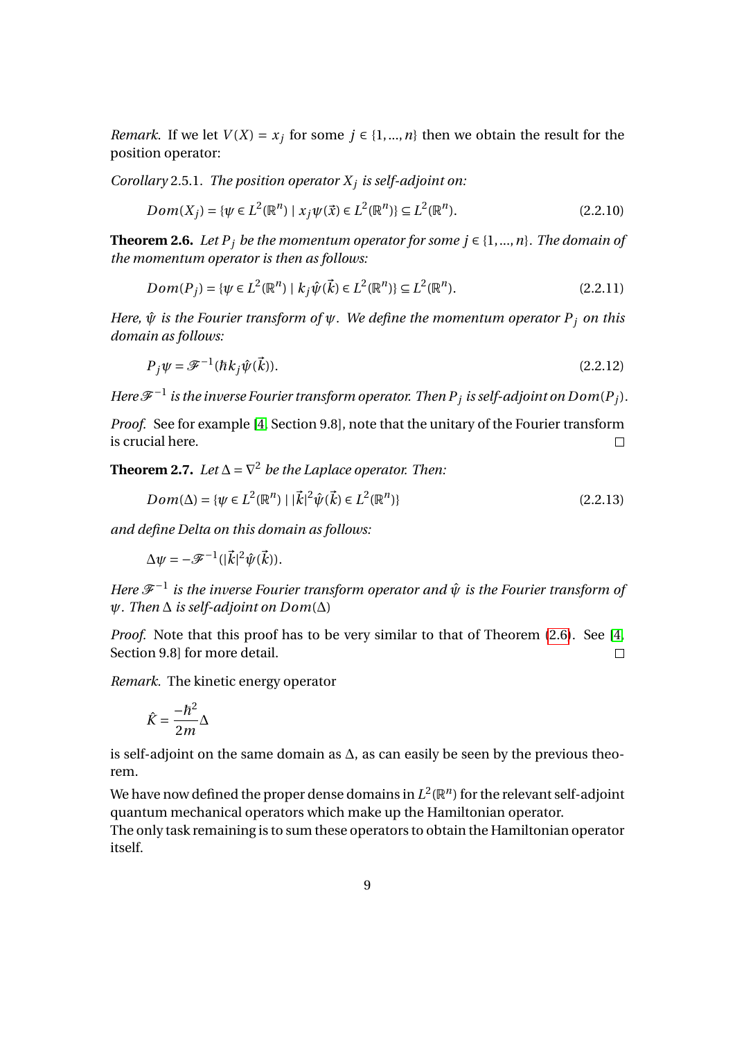*Remark.* If we let $V(X) = x_j$ for some $j \in \{1, ..., n\}$ then we obtain the result for the position operator:

*Corollary* 2.5.1. *The position operator $X_j$ is self-adjoint on:*

$$Dom(X_j) = \{\psi \in L^2(\mathbb{R}^n) \mid x_j \psi(\vec{x}) \in L^2(\mathbb{R}^n)\} \subseteq L^2(\mathbb{R}^n). \tag{2.2.10}$$

**Theorem 2.6.** *Let $P_j$ be the momentum operator for some $j \in \{1, ..., n\}$. The domain of the momentum operator is then as follows:*

$$Dom(P_j) = \{\psi \in L^2(\mathbb{R}^n) \mid k_j \hat{\psi}(\vec{k}) \in L^2(\mathbb{R}^n)\} \subseteq L^2(\mathbb{R}^n). \tag{2.2.11}$$

*Here, $\hat{\psi}$ is the Fourier transform of $\psi$. We define the momentum operator $P_j$ on this domain as follows:*

$$P_j \psi = \mathscr{F}^{-1}(\hbar k_j \hat{\psi}(\vec{k})). \tag{2.2.12}$$

*Here $\mathscr{F}^{-1}$ is the inverse Fourier transform operator. Then $P_j$ is self-adjoint on $Dom(P_j)$.*

*Proof.* See for example [4, Section 9.8], note that the unitary of the Fourier transform is crucial here. □

**Theorem 2.7.** *Let $\Delta = \nabla^2$ be the Laplace operator. Then:*

$$Dom(\Delta) = \{\psi \in L^2(\mathbb{R}^n) \mid |\vec{k}|^2 \hat{\psi}(\vec{k}) \in L^2(\mathbb{R}^n)\} \tag{2.2.13}$$

*and define Delta on this domain as follows:*

$$\Delta \psi = -\mathscr{F}^{-1}(|\vec{k}|^2 \hat{\psi}(\vec{k})).$$

*Here $\mathscr{F}^{-1}$ is the inverse Fourier transform operator and $\hat{\psi}$ is the Fourier transform of $\psi$. Then $\Delta$ is self-adjoint on $Dom(\Delta)$*

*Proof.* Note that this proof has to be very similar to that of Theorem (2.6). See [4, Section 9.8] for more detail. □

*Remark.* The kinetic energy operator

$$\hat{K} = \frac{-\hbar^2}{2m} \Delta$$

is self-adjoint on the same domain as $\Delta$, as can easily be seen by the previous theorem.

We have now defined the proper dense domains in $L^2(\mathbb{R}^n)$ for the relevant self-adjoint quantum mechanical operators which make up the Hamiltonian operator.
The only task remaining is to sum these operators to obtain the Hamiltonian operator itself.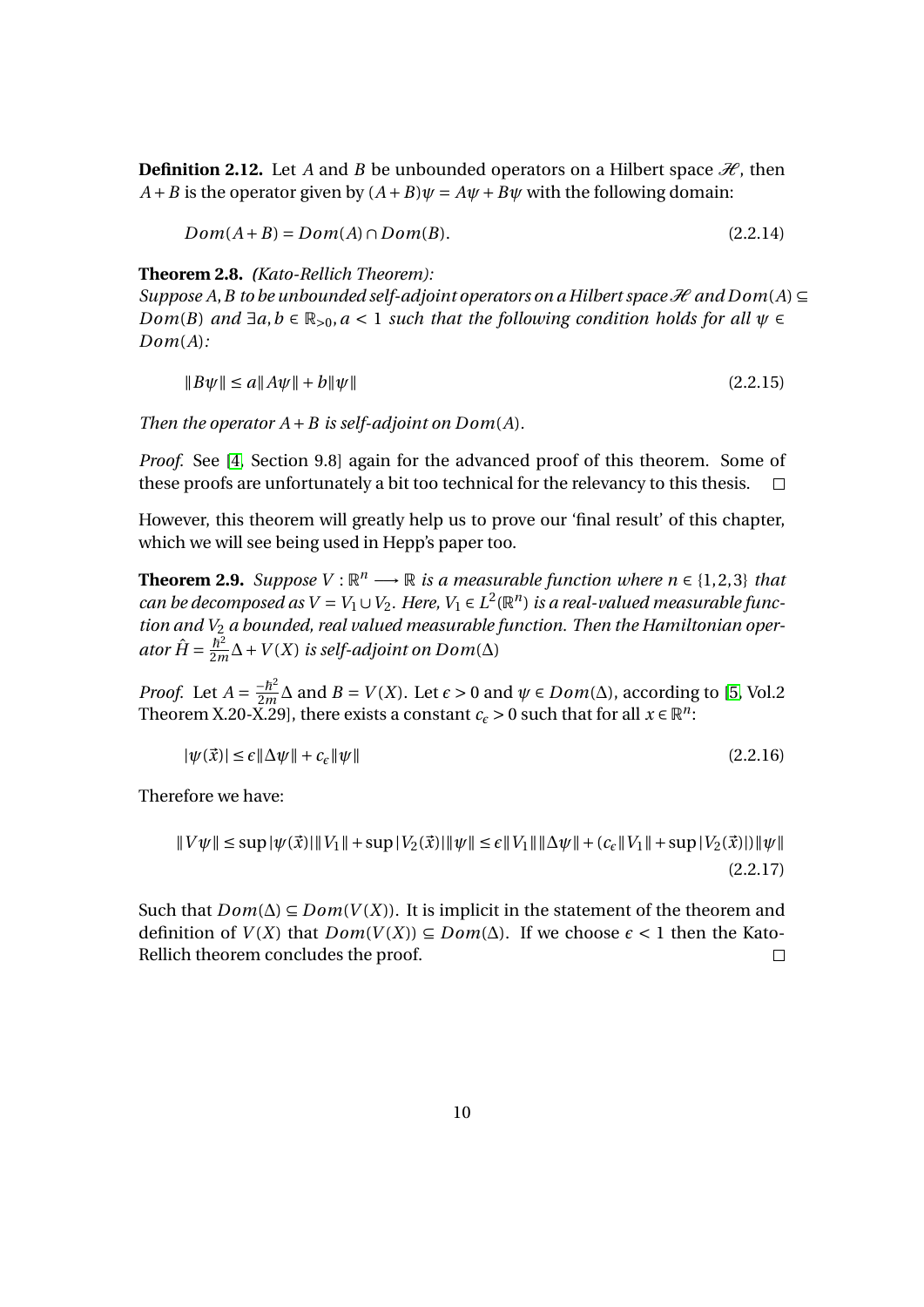**Definition 2.12.** Let $A$ and $B$ be unbounded operators on a Hilbert space $\mathscr{H}$, then $A+B$ is the operator given by $(A+B)\psi = A\psi + B\psi$ with the following domain:

$$Dom(A+B) = Dom(A) \cap Dom(B). \tag{2.2.14}$$

**Theorem 2.8.** *(Kato-Rellich Theorem):*
*Suppose $A, B$ to be unbounded self-adjoint operators on a Hilbert space $\mathscr{H}$ and $Dom(A) \subseteq Dom(B)$ and $\exists a, b \in \mathbb{R}_{>0}, a < 1$ such that the following condition holds for all $\psi \in Dom(A)$:*

$$\|B\psi\| \leq a\|A\psi\| + b\|\psi\| \tag{2.2.15}$$

*Then the operator $A+B$ is self-adjoint on $Dom(A)$.*

*Proof.* See [4, Section 9.8] again for the advanced proof of this theorem. Some of these proofs are unfortunately a bit too technical for the relevancy to this thesis. $\square$

However, this theorem will greatly help us to prove our 'final result' of this chapter, which we will see being used in Hepp's paper too.

**Theorem 2.9.** *Suppose $V : \mathbb{R}^n \longrightarrow \mathbb{R}$ is a measurable function where $n \in \{1,2,3\}$ that can be decomposed as $V = V_1 \cup V_2$. Here, $V_1 \in L^2(\mathbb{R}^n)$ is a real-valued measurable function and $V_2$ a bounded, real valued measurable function. Then the Hamiltonian operator $\hat{H} = \frac{\hbar^2}{2m}\Delta + V(X)$ is self-adjoint on $Dom(\Delta)$*

*Proof.* Let $A = \frac{-\hbar^2}{2m}\Delta$ and $B = V(X)$. Let $\epsilon > 0$ and $\psi \in Dom(\Delta)$, according to [5, Vol.2 Theorem X.20-X.29], there exists a constant $c_\epsilon > 0$ such that for all $x \in \mathbb{R}^n$:

$$|\psi(\vec{x})| \leq \epsilon\|\Delta\psi\| + c_\epsilon\|\psi\| \tag{2.2.16}$$

Therefore we have:

$$\|V\psi\| \leq \sup|\psi(\vec{x})|\|V_1\| + \sup|V_2(\vec{x})|\|\psi\| \leq \epsilon\|V_1\|\|\Delta\psi\| + (c_\epsilon\|V_1\| + \sup|V_2(\vec{x})|)\|\psi\| \tag{2.2.17}$$

Such that $Dom(\Delta) \subseteq Dom(V(X))$. It is implicit in the statement of the theorem and definition of $V(X)$ that $Dom(V(X)) \subseteq Dom(\Delta)$. If we choose $\epsilon < 1$ then the Kato-Rellich theorem concludes the proof. $\square$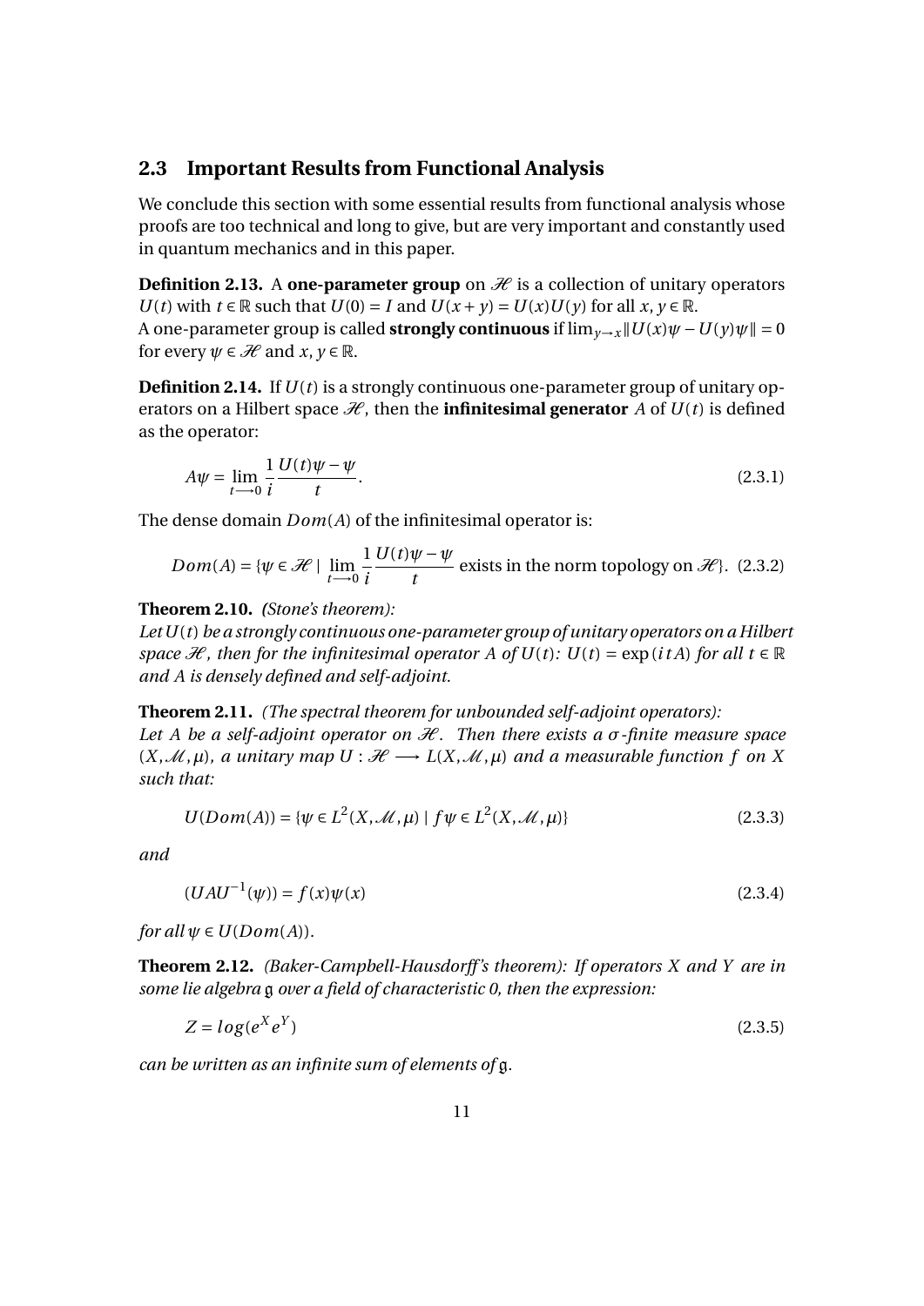## 2.3 Important Results from Functional Analysis

We conclude this section with some essential results from functional analysis whose proofs are too technical and long to give, but are very important and constantly used in quantum mechanics and in this paper.

**Definition 2.13.** A **one-parameter group** on $\mathscr{H}$ is a collection of unitary operators $U(t)$ with $t \in \mathbb{R}$ such that $U(0) = I$ and $U(x+y) = U(x)U(y)$ for all $x, y \in \mathbb{R}$.
A one-parameter group is called **strongly continuous** if $\lim_{y \to x} \|U(x)\psi - U(y)\psi\| = 0$ for every $\psi \in \mathscr{H}$ and $x, y \in \mathbb{R}$.

**Definition 2.14.** If $U(t)$ is a strongly continuous one-parameter group of unitary operators on a Hilbert space $\mathscr{H}$, then the **infinitesimal generator** $A$ of $U(t)$ is defined as the operator:

$$A\psi = \lim_{t \longrightarrow 0} \frac{1}{i} \frac{U(t)\psi - \psi}{t}. \tag{2.3.1}$$

The dense domain $Dom(A)$ of the infinitesimal operator is:

$$Dom(A) = \{\psi \in \mathscr{H} \mid \lim_{t \longrightarrow 0} \frac{1}{i} \frac{U(t)\psi - \psi}{t} \text{ exists in the norm topology on } \mathscr{H}\}. \tag{2.3.2}$$

**Theorem 2.10.** *(Stone's theorem):*
*Let $U(t)$ be a strongly continuous one-parameter group of unitary operators on a Hilbert space $\mathscr{H}$, then for the infinitesimal operator $A$ of $U(t)$: $U(t) = \exp(itA)$ for all $t \in \mathbb{R}$ and $A$ is densely defined and self-adjoint.*

**Theorem 2.11.** *(The spectral theorem for unbounded self-adjoint operators):*
*Let $A$ be a self-adjoint operator on $\mathscr{H}$. Then there exists a $\sigma$-finite measure space $(X, \mathscr{M}, \mu)$, a unitary map $U : \mathscr{H} \longrightarrow L(X, \mathscr{M}, \mu)$ and a measurable function $f$ on $X$ such that:*

$$U(Dom(A)) = \{\psi \in L^2(X, \mathscr{M}, \mu) \mid f\psi \in L^2(X, \mathscr{M}, \mu)\} \tag{2.3.3}$$

*and*

$$(UAU^{-1}(\psi)) = f(x)\psi(x) \tag{2.3.4}$$

*for all $\psi \in U(Dom(A))$.*

**Theorem 2.12.** *(Baker-Campbell-Hausdorff's theorem): If operators $X$ and $Y$ are in some lie algebra $\mathfrak{g}$ over a field of characteristic 0, then the expression:*

$$Z = log(e^X e^Y) \tag{2.3.5}$$

*can be written as an infinite sum of elements of $\mathfrak{g}$.*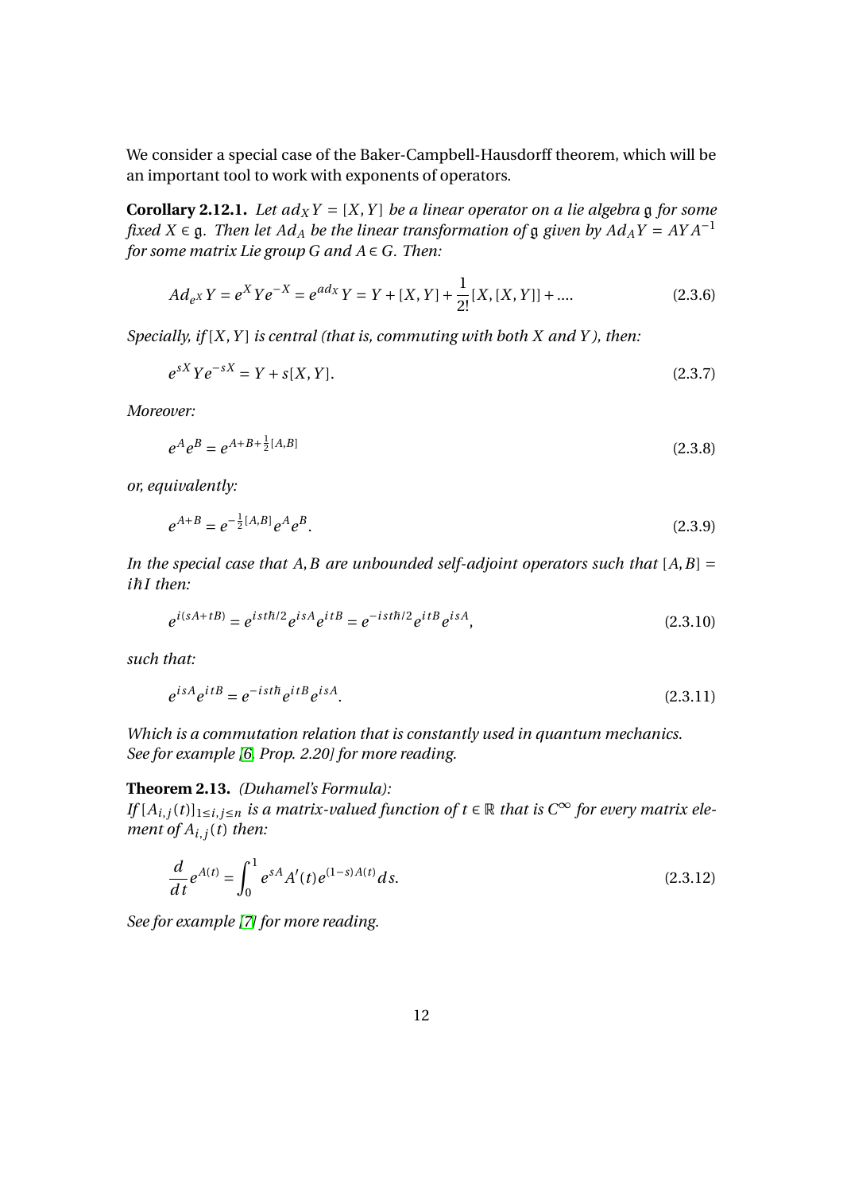We consider a special case of the Baker-Campbell-Hausdorff theorem, which will be an important tool to work with exponents of operators.

**Corollary 2.12.1.** *Let $ad_X Y = [X, Y]$ be a linear operator on a lie algebra $\mathfrak{g}$ for some fixed $X \in \mathfrak{g}$. Then let $Ad_A$ be the linear transformation of $\mathfrak{g}$ given by $Ad_A Y = AYA^{-1}$ for some matrix Lie group $G$ and $A \in G$. Then:*

$$Ad_{e^X} Y = e^X Y e^{-X} = e^{ad_X} Y = Y + [X, Y] + \frac{1}{2!}[X, [X, Y]] + \dots \tag{2.3.6}$$

*Specially, if $[X, Y]$ is central (that is, commuting with both $X$ and $Y$), then:*

$$e^{sX} Y e^{-sX} = Y + s[X, Y]. \tag{2.3.7}$$

*Moreover:*

$$e^A e^B = e^{A+B+\frac{1}{2}[A,B]} \tag{2.3.8}$$

*or, equivalently:*

$$e^{A+B} = e^{-\frac{1}{2}[A,B]} e^A e^B. \tag{2.3.9}$$

*In the special case that $A, B$ are unbounded self-adjoint operators such that $[A, B] = i\hbar I$ then:*

$$e^{i(sA+tB)} = e^{ist\hbar/2} e^{isA} e^{itB} = e^{-ist\hbar/2} e^{itB} e^{isA}, \tag{2.3.10}$$

*such that:*

$$e^{isA} e^{itB} = e^{-ist\hbar} e^{itB} e^{isA}. \tag{2.3.11}$$

*Which is a commutation relation that is constantly used in quantum mechanics. See for example [6, Prop. 2.20] for more reading.*

**Theorem 2.13.** *(Duhamel's Formula):*
*If $[A_{i,j}(t)]_{1 \le i,j \le n}$ is a matrix-valued function of $t \in \mathbb{R}$ that is $C^\infty$ for every matrix element of $A_{i,j}(t)$ then:*

$$\frac{d}{dt} e^{A(t)} = \int_0^1 e^{sA} A'(t) e^{(1-s)A(t)} ds. \tag{2.3.12}$$

*See for example [7] for more reading.*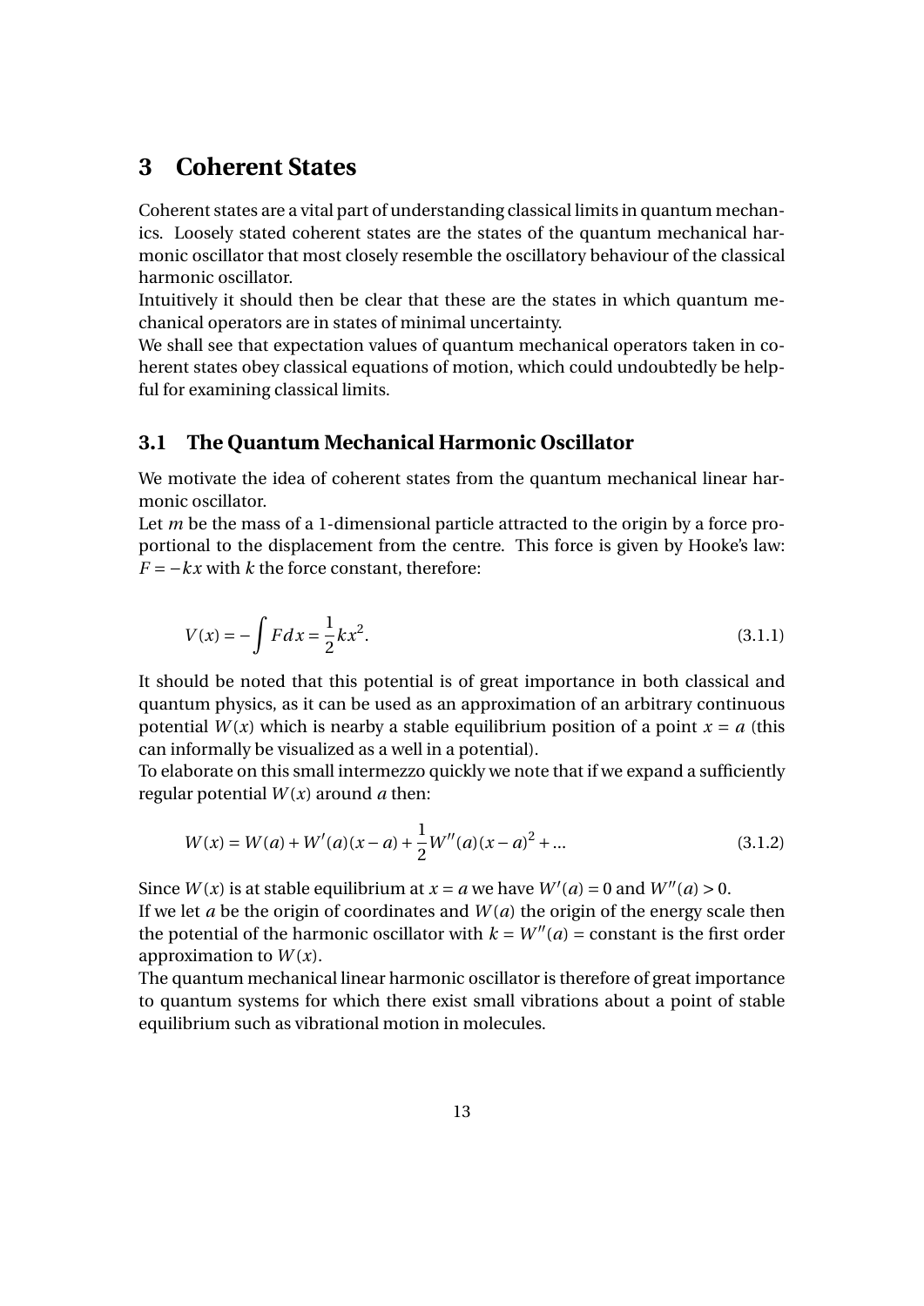# 3 Coherent States

Coherent states are a vital part of understanding classical limits in quantum mechanics. Loosely stated coherent states are the states of the quantum mechanical harmonic oscillator that most closely resemble the oscillatory behaviour of the classical harmonic oscillator.
Intuitively it should then be clear that these are the states in which quantum mechanical operators are in states of minimal uncertainty.
We shall see that expectation values of quantum mechanical operators taken in coherent states obey classical equations of motion, which could undoubtedly be helpful for examining classical limits.

## 3.1 The Quantum Mechanical Harmonic Oscillator

We motivate the idea of coherent states from the quantum mechanical linear harmonic oscillator.
Let $m$ be the mass of a 1-dimensional particle attracted to the origin by a force proportional to the displacement from the centre. This force is given by Hooke's law: $F = -kx$ with $k$ the force constant, therefore:

$$V(x) = -\int F dx = \frac{1}{2}kx^2. \tag{3.1.1}$$

It should be noted that this potential is of great importance in both classical and quantum physics, as it can be used as an approximation of an arbitrary continuous potential $W(x)$ which is nearby a stable equilibrium position of a point $x = a$ (this can informally be visualized as a well in a potential).
To elaborate on this small intermezzo quickly we note that if we expand a sufficiently regular potential $W(x)$ around $a$ then:

$$W(x) = W(a) + W'(a)(x-a) + \frac{1}{2}W''(a)(x-a)^2 + ... \tag{3.1.2}$$

Since $W(x)$ is at stable equilibrium at $x = a$ we have $W'(a) = 0$ and $W''(a) > 0$.
If we let $a$ be the origin of coordinates and $W(a)$ the origin of the energy scale then the potential of the harmonic oscillator with $k = W''(a) =$ constant is the first order approximation to $W(x)$.
The quantum mechanical linear harmonic oscillator is therefore of great importance to quantum systems for which there exist small vibrations about a point of stable equilibrium such as vibrational motion in molecules.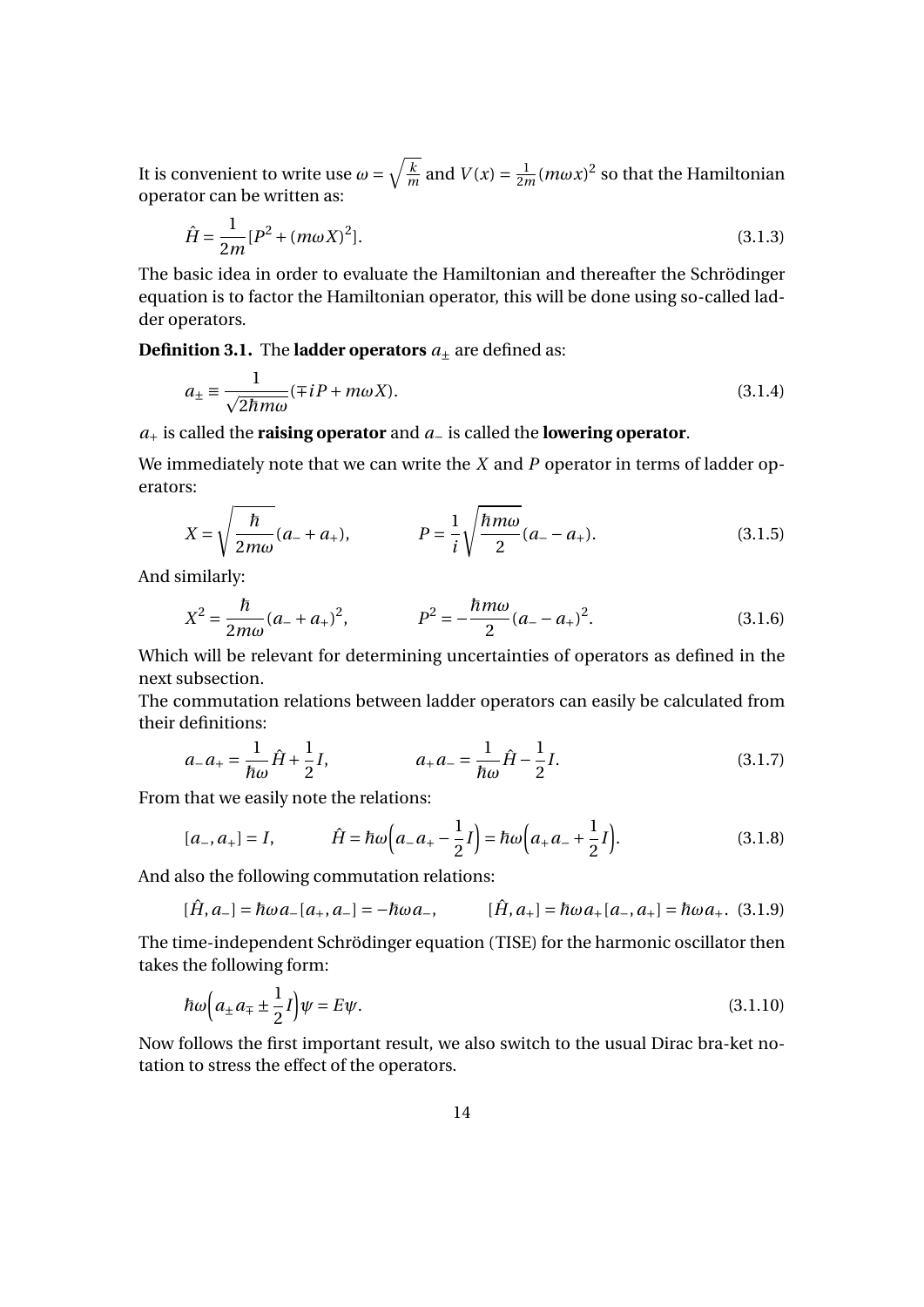It is convenient to write use $\omega = \sqrt{\frac{k}{m}}$ and $V(x) = \frac{1}{2m}(m\omega x)^2$ so that the Hamiltonian operator can be written as:

$$\hat{H} = \frac{1}{2m}[P^2 + (m\omega X)^2]. \tag{3.1.3}$$

The basic idea in order to evaluate the Hamiltonian and thereafter the Schrödinger equation is to factor the Hamiltonian operator, this will be done using so-called ladder operators.

**Definition 3.1.** The **ladder operators** $a_\pm$ are defined as:

$$a_\pm \equiv \frac{1}{\sqrt{2\hbar m\omega}}(\mp iP + m\omega X). \tag{3.1.4}$$

$a_+$ is called the **raising operator** and $a_-$ is called the **lowering operator**.

We immediately note that we can write the $X$ and $P$ operator in terms of ladder operators:

$$X = \sqrt{\frac{\hbar}{2m\omega}}(a_- + a_+), \qquad P = \frac{1}{i}\sqrt{\frac{\hbar m\omega}{2}}(a_- - a_+). \tag{3.1.5}$$

And similarly:

$$X^2 = \frac{\hbar}{2m\omega}(a_- + a_+)^2, \qquad P^2 = -\frac{\hbar m\omega}{2}(a_- - a_+)^2. \tag{3.1.6}$$

Which will be relevant for determining uncertainties of operators as defined in the next subsection.
The commutation relations between ladder operators can easily be calculated from their definitions:

$$a_- a_+ = \frac{1}{\hbar\omega}\hat{H} + \frac{1}{2}I, \qquad a_+ a_- = \frac{1}{\hbar\omega}\hat{H} - \frac{1}{2}I. \tag{3.1.7}$$

From that we easily note the relations:

$$[a_-, a_+] = I, \qquad \hat{H} = \hbar\omega\Big(a_- a_+ - \frac{1}{2}I\Big) = \hbar\omega\Big(a_+ a_- + \frac{1}{2}I\Big). \tag{3.1.8}$$

And also the following commutation relations:

$$[\hat{H}, a_-] = \hbar\omega a_-[a_+, a_-] = -\hbar\omega a_-, \qquad [\hat{H}, a_+] = \hbar\omega a_+[a_-, a_+] = \hbar\omega a_+. \tag{3.1.9}$$

The time-independent Schrödinger equation (TISE) for the harmonic oscillator then takes the following form:

$$\hbar\omega\Big(a_\pm a_\mp \pm \frac{1}{2}I\Big)\psi = E\psi. \tag{3.1.10}$$

Now follows the first important result, we also switch to the usual Dirac bra-ket notation to stress the effect of the operators.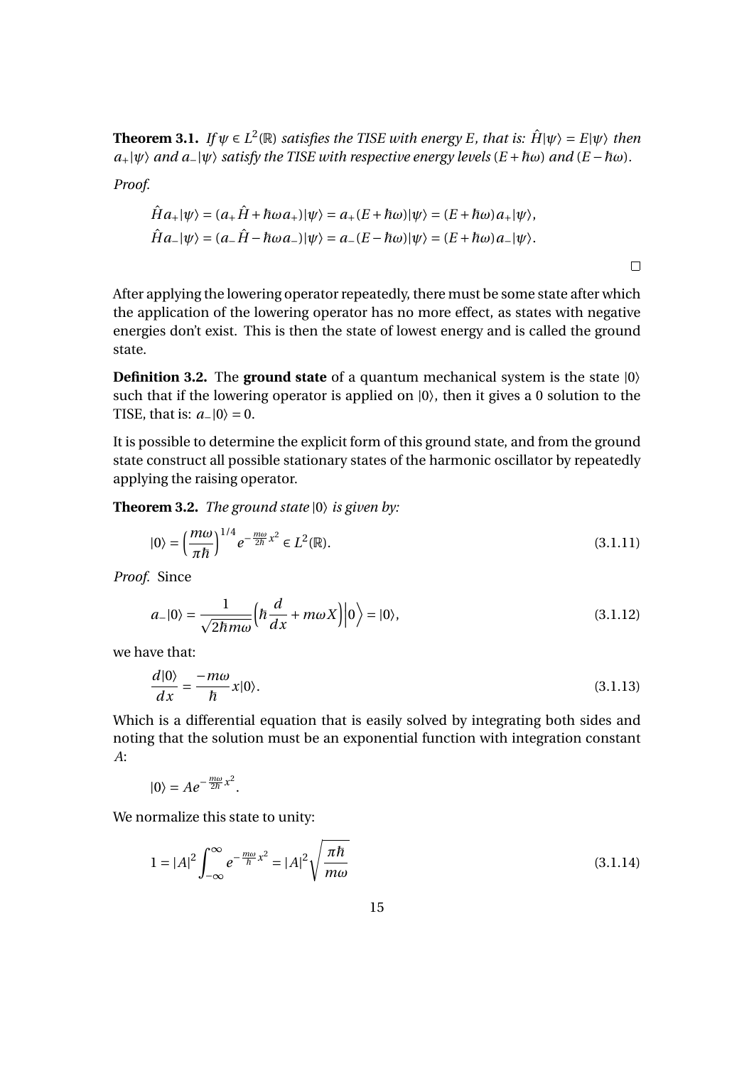**Theorem 3.1.** *If $\psi \in L^2(\mathbb{R})$ satisfies the TISE with energy $E$, that is: $\hat{H}|\psi\rangle = E|\psi\rangle$ then $a_+|\psi\rangle$ and $a_-|\psi\rangle$ satisfy the TISE with respective energy levels $(E+\hbar\omega)$ and $(E-\hbar\omega)$.*

*Proof.*

$$\hat{H}a_+|\psi\rangle = (a_+\hat{H} + \hbar\omega a_+)|\psi\rangle = a_+(E+\hbar\omega)|\psi\rangle = (E+\hbar\omega)a_+|\psi\rangle,$$
$$\hat{H}a_-|\psi\rangle = (a_-\hat{H} - \hbar\omega a_-)|\psi\rangle = a_-(E-\hbar\omega)|\psi\rangle = (E+\hbar\omega)a_-|\psi\rangle.$$

□

After applying the lowering operator repeatedly, there must be some state after which the application of the lowering operator has no more effect, as states with negative energies don't exist. This is then the state of lowest energy and is called the ground state.

**Definition 3.2.** The **ground state** of a quantum mechanical system is the state $|0\rangle$ such that if the lowering operator is applied on $|0\rangle$, then it gives a 0 solution to the TISE, that is: $a_-|0\rangle = 0$.

It is possible to determine the explicit form of this ground state, and from the ground state construct all possible stationary states of the harmonic oscillator by repeatedly applying the raising operator.

**Theorem 3.2.** *The ground state $|0\rangle$ is given by:*

$$|0\rangle = \left(\frac{m\omega}{\pi\hbar}\right)^{1/4} e^{-\frac{m\omega}{2\hbar}x^2} \in L^2(\mathbb{R}). \tag{3.1.11}$$

*Proof.* Since

$$a_-|0\rangle = \frac{1}{\sqrt{2\hbar m\omega}}\left(\hbar\frac{d}{dx} + m\omega X\right)\Big|0\Big\rangle = |0\rangle, \tag{3.1.12}$$

we have that:

$$\frac{d|0\rangle}{dx} = \frac{-m\omega}{\hbar}x|0\rangle. \tag{3.1.13}$$

Which is a differential equation that is easily solved by integrating both sides and noting that the solution must be an exponential function with integration constant $A$:

$$|0\rangle = Ae^{-\frac{m\omega}{2\hbar}x^2}.$$

We normalize this state to unity:

$$1 = |A|^2\int_{-\infty}^{\infty} e^{-\frac{m\omega}{\hbar}x^2} = |A|^2\sqrt{\frac{\pi\hbar}{m\omega}} \tag{3.1.14}$$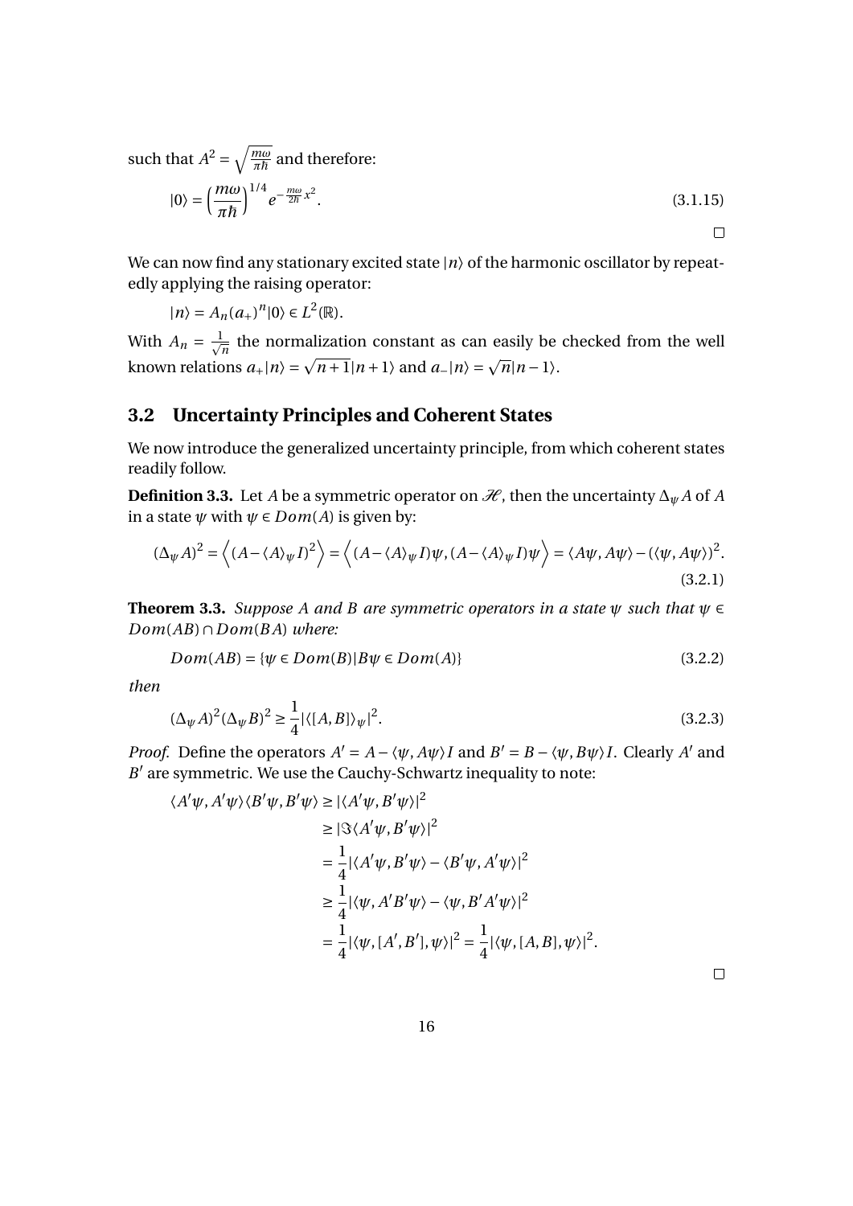such that $A^2 = \sqrt{\frac{m\omega}{\pi\hbar}}$ and therefore:

$$|0\rangle = \left(\frac{m\omega}{\pi\hbar}\right)^{1/4} e^{-\frac{m\omega}{2\hbar}x^2}. \tag{3.1.15}$$

□

We can now find any stationary excited state $|n\rangle$ of the harmonic oscillator by repeatedly applying the raising operator:

$$|n\rangle = A_n (a_+)^n |0\rangle \in L^2(\mathbb{R}).$$

With $A_n = \frac{1}{\sqrt{n}}$ the normalization constant as can easily be checked from the well known relations $a_+|n\rangle = \sqrt{n+1}|n+1\rangle$ and $a_-|n\rangle = \sqrt{n}|n-1\rangle$.

## 3.2 Uncertainty Principles and Coherent States

We now introduce the generalized uncertainty principle, from which coherent states readily follow.

**Definition 3.3.** Let $A$ be a symmetric operator on $\mathscr{H}$, then the uncertainty $\Delta_\psi A$ of $A$ in a state $\psi$ with $\psi \in Dom(A)$ is given by:

$$(\Delta_\psi A)^2 = \left\langle (A - \langle A\rangle_\psi I)^2 \right\rangle = \left\langle (A - \langle A\rangle_\psi I)\psi, (A - \langle A\rangle_\psi I)\psi \right\rangle = \langle A\psi, A\psi\rangle - (\langle \psi, A\psi\rangle)^2. \tag{3.2.1}$$

**Theorem 3.3.** *Suppose $A$ and $B$ are symmetric operators in a state $\psi$ such that $\psi \in Dom(AB) \cap Dom(BA)$ where:*

$$Dom(AB) = \{\psi \in Dom(B) | B\psi \in Dom(A)\} \tag{3.2.2}$$

*then*

$$(\Delta_\psi A)^2 (\Delta_\psi B)^2 \geq \frac{1}{4} |\langle [A, B]\rangle_\psi|^2. \tag{3.2.3}$$

*Proof.* Define the operators $A' = A - \langle \psi, A\psi\rangle I$ and $B' = B - \langle \psi, B\psi\rangle I$. Clearly $A'$ and $B'$ are symmetric. We use the Cauchy-Schwartz inequality to note:

$$\begin{aligned}
\langle A'\psi, A'\psi\rangle \langle B'\psi, B'\psi\rangle &\geq |\langle A'\psi, B'\psi\rangle|^2 \\
&\geq |\Im\langle A'\psi, B'\psi\rangle|^2 \\
&= \frac{1}{4} |\langle A'\psi, B'\psi\rangle - \langle B'\psi, A'\psi\rangle|^2 \\
&\geq \frac{1}{4} |\langle \psi, A'B'\psi\rangle - \langle \psi, B'A'\psi\rangle|^2 \\
&= \frac{1}{4} |\langle \psi, [A', B'], \psi\rangle|^2 = \frac{1}{4} |\langle \psi, [A, B], \psi\rangle|^2.
\end{aligned}$$

□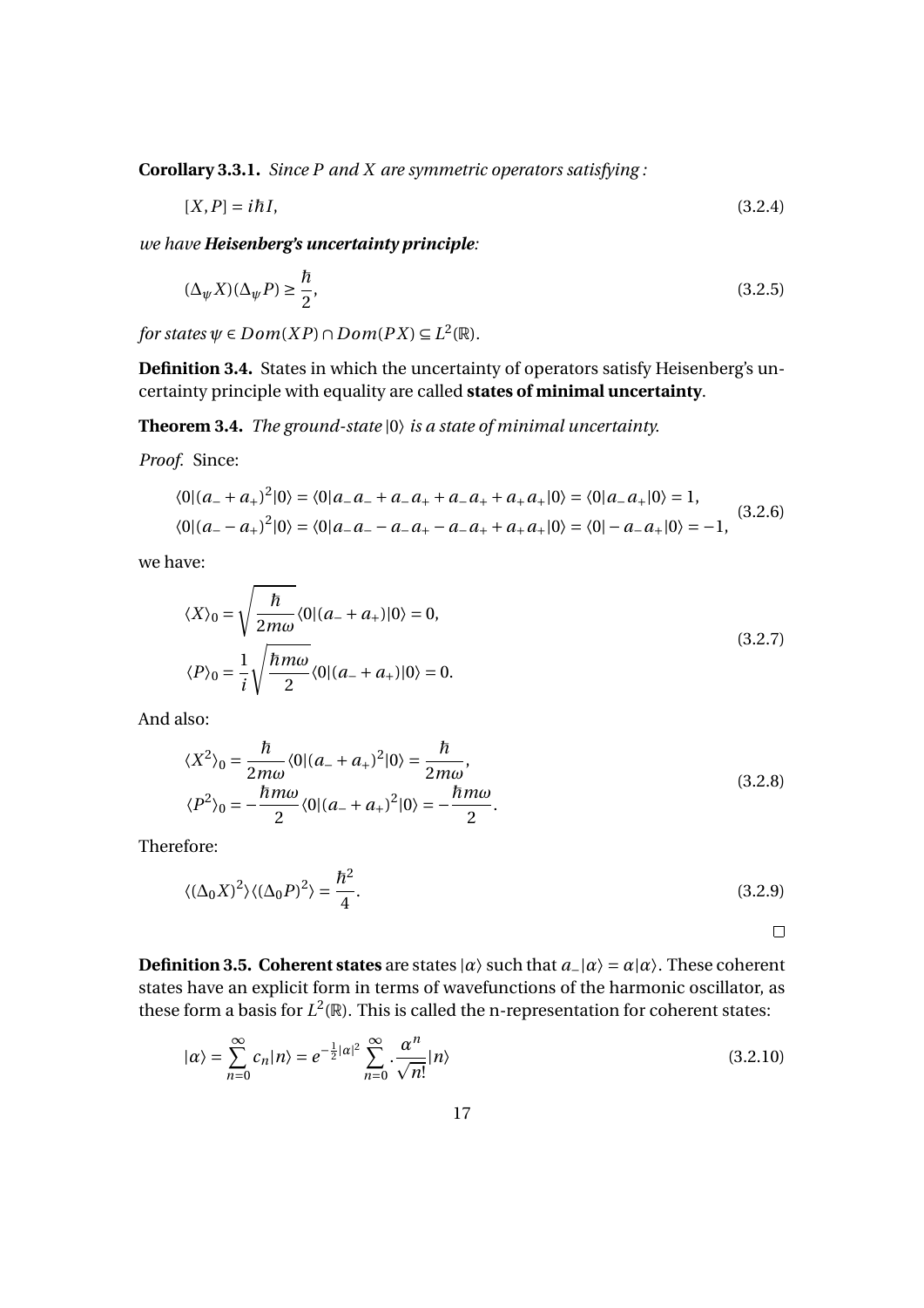**Corollary 3.3.1.** *Since $P$ and $X$ are symmetric operators satisfying :*

$$[X,P] = i\hbar I, \tag{3.2.4}$$

*we have **Heisenberg's uncertainty principle**:*

$$(\Delta_\psi X)(\Delta_\psi P) \geq \frac{\hbar}{2}, \tag{3.2.5}$$

*for states $\psi \in Dom(XP) \cap Dom(PX) \subseteq L^2(\mathbb{R})$.*

**Definition 3.4.** States in which the uncertainty of operators satisfy Heisenberg's uncertainty principle with equality are called **states of minimal uncertainty**.

**Theorem 3.4.** *The ground-state $|0\rangle$ is a state of minimal uncertainty.*

*Proof.* Since:

$$\begin{aligned}
\langle 0|(a_- + a_+)^2|0\rangle &= \langle 0|a_-a_- + a_-a_+ + a_-a_+ + a_+a_+|0\rangle = \langle 0|a_-a_+|0\rangle = 1, \\
\langle 0|(a_- - a_+)^2|0\rangle &= \langle 0|a_-a_- - a_-a_+ - a_-a_+ + a_+a_+|0\rangle = \langle 0| - a_-a_+|0\rangle = -1,
\end{aligned} \tag{3.2.6}$$

we have:

$$\begin{aligned}
\langle X\rangle_0 &= \sqrt{\frac{\hbar}{2m\omega}}\langle 0|(a_- + a_+)|0\rangle = 0, \\
\langle P\rangle_0 &= \frac{1}{i}\sqrt{\frac{\hbar m\omega}{2}}\langle 0|(a_- + a_+)|0\rangle = 0.
\end{aligned} \tag{3.2.7}$$

And also:

$$\begin{aligned}
\langle X^2\rangle_0 &= \frac{\hbar}{2m\omega}\langle 0|(a_- + a_+)^2|0\rangle = \frac{\hbar}{2m\omega}, \\
\langle P^2\rangle_0 &= -\frac{\hbar m\omega}{2}\langle 0|(a_- + a_+)^2|0\rangle = -\frac{\hbar m\omega}{2}.
\end{aligned} \tag{3.2.8}$$

Therefore:

$$\langle(\Delta_0 X)^2\rangle\langle(\Delta_0 P)^2\rangle = \frac{\hbar^2}{4}. \tag{3.2.9}$$

□

**Definition 3.5. Coherent states** are states $|\alpha\rangle$ such that $a_-|\alpha\rangle = \alpha|\alpha\rangle$. These coherent states have an explicit form in terms of wavefunctions of the harmonic oscillator, as these form a basis for $L^2(\mathbb{R})$. This is called the n-representation for coherent states:

$$|\alpha\rangle = \sum_{n=0}^{\infty} c_n|n\rangle = e^{-\frac{1}{2}|\alpha|^2}\sum_{n=0}^{\infty}.\frac{\alpha^n}{\sqrt{n!}}|n\rangle \tag{3.2.10}$$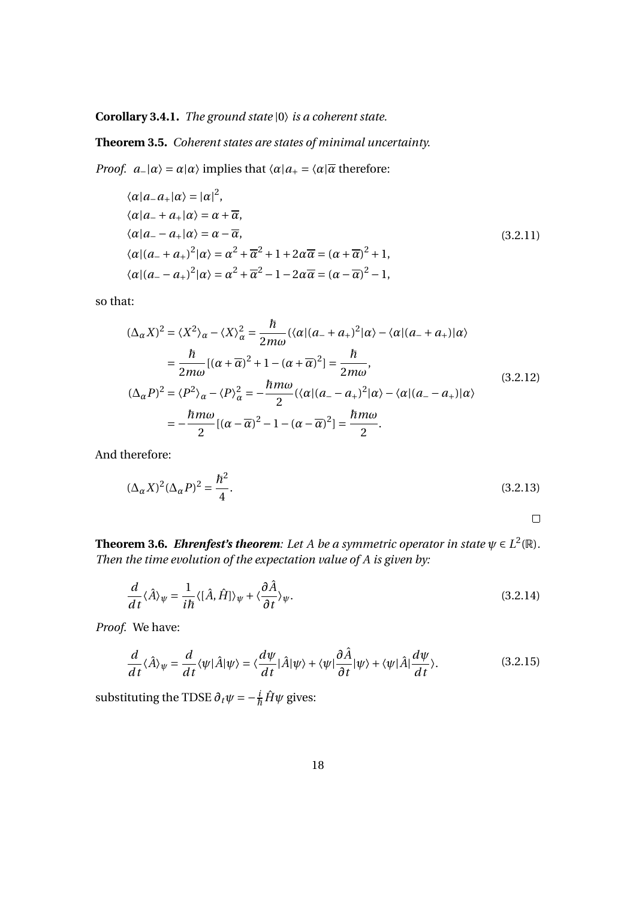**Corollary 3.4.1.** *The ground state $|0\rangle$ is a coherent state.*

**Theorem 3.5.** *Coherent states are states of minimal uncertainty.*

*Proof.* $a_-|\alpha\rangle = \alpha|\alpha\rangle$ implies that $\langle\alpha|a_+ = \langle\alpha|\overline{\alpha}$ therefore:

$$
\begin{aligned}
&\langle\alpha|a_-a_+|\alpha\rangle = |\alpha|^2,\\
&\langle\alpha|a_- + a_+|\alpha\rangle = \alpha + \overline{\alpha},\\
&\langle\alpha|a_- - a_+|\alpha\rangle = \alpha - \overline{\alpha},\\
&\langle\alpha|(a_- + a_+)^2|\alpha\rangle = \alpha^2 + \overline{\alpha}^2 + 1 + 2\alpha\overline{\alpha} = (\alpha + \overline{\alpha})^2 + 1,\\
&\langle\alpha|(a_- - a_+)^2|\alpha\rangle = \alpha^2 + \overline{\alpha}^2 - 1 - 2\alpha\overline{\alpha} = (\alpha - \overline{\alpha})^2 - 1,
\end{aligned}
\tag{3.2.11}
$$

so that:

$$
\begin{aligned}
(\Delta_\alpha X)^2 &= \langle X^2\rangle_\alpha - \langle X\rangle_\alpha^2 = \frac{\hbar}{2m\omega}(\langle\alpha|(a_- + a_+)^2|\alpha\rangle - \langle\alpha|(a_- + a_+)|\alpha\rangle\\
&= \frac{\hbar}{2m\omega}[(\alpha + \overline{\alpha})^2 + 1 - (\alpha + \overline{\alpha})^2] = \frac{\hbar}{2m\omega},\\
(\Delta_\alpha P)^2 &= \langle P^2\rangle_\alpha - \langle P\rangle_\alpha^2 = -\frac{\hbar m\omega}{2}(\langle\alpha|(a_- - a_+)^2|\alpha\rangle - \langle\alpha|(a_- - a_+)|\alpha\rangle\\
&= -\frac{\hbar m\omega}{2}[(\alpha - \overline{\alpha})^2 - 1 - (\alpha - \overline{\alpha})^2] = \frac{\hbar m\omega}{2}.
\end{aligned}
\tag{3.2.12}
$$

And therefore:

$$
(\Delta_\alpha X)^2(\Delta_\alpha P)^2 = \frac{\hbar^2}{4}. \tag{3.2.13}
$$

□

**Theorem 3.6.** ***Ehrenfest's theorem**: Let $A$ be a symmetric operator in state $\psi \in L^2(\mathbb{R})$. Then the time evolution of the expectation value of $A$ is given by:*

$$
\frac{d}{dt}\langle\hat{A}\rangle_\psi = \frac{1}{i\hbar}\langle[\hat{A},\hat{H}]\rangle_\psi + \langle\frac{\partial\hat{A}}{\partial t}\rangle_\psi. \tag{3.2.14}
$$

*Proof.* We have:

$$
\frac{d}{dt}\langle\hat{A}\rangle_\psi = \frac{d}{dt}\langle\psi|\hat{A}|\psi\rangle = \langle\frac{d\psi}{dt}|\hat{A}|\psi\rangle + \langle\psi|\frac{\partial\hat{A}}{\partial t}|\psi\rangle + \langle\psi|\hat{A}|\frac{d\psi}{dt}\rangle. \tag{3.2.15}
$$

substituting the TDSE $\partial_t\psi = -\frac{i}{\hbar}\hat{H}\psi$ gives: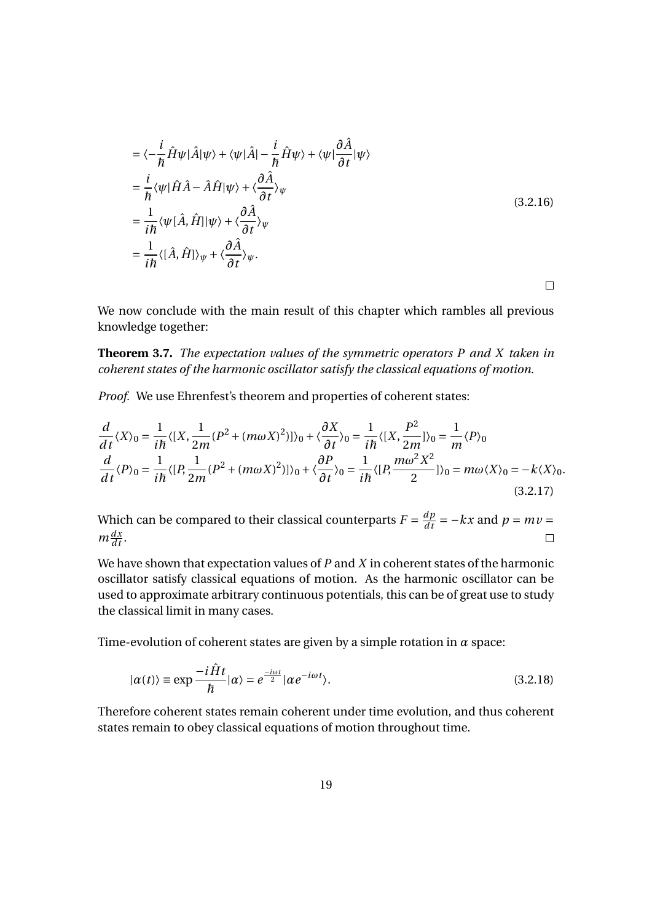$$
\begin{aligned}
&= \langle -\frac{i}{\hbar}\hat{H}\psi|\hat{A}|\psi\rangle + \langle\psi|\hat{A}| - \frac{i}{\hbar}\hat{H}\psi\rangle + \langle\psi|\frac{\partial \hat{A}}{\partial t}|\psi\rangle \\
&= \frac{i}{\hbar}\langle\psi|\hat{H}\hat{A} - \hat{A}\hat{H}|\psi\rangle + \langle\frac{\partial \hat{A}}{\partial t}\rangle_\psi \\
&= \frac{1}{i\hbar}\langle\psi[\hat{A},\hat{H}]|\psi\rangle + \langle\frac{\partial \hat{A}}{\partial t}\rangle_\psi \\
&= \frac{1}{i\hbar}\langle[\hat{A},\hat{H}]\rangle_\psi + \langle\frac{\partial \hat{A}}{\partial t}\rangle_\psi .
\end{aligned}
\tag{3.2.16}
$$

□

We now conclude with the main result of this chapter which rambles all previous knowledge together:

**Theorem 3.7.** *The expectation values of the symmetric operators P and X taken in coherent states of the harmonic oscillator satisfy the classical equations of motion.*

*Proof.* We use Ehrenfest's theorem and properties of coherent states:

$$
\begin{aligned}
\frac{d}{dt}\langle X\rangle_0 &= \frac{1}{i\hbar}\langle[X, \frac{1}{2m}(P^2 + (m\omega X)^2)]\rangle_0 + \langle\frac{\partial X}{\partial t}\rangle_0 = \frac{1}{i\hbar}\langle[X, \frac{P^2}{2m}]\rangle_0 = \frac{1}{m}\langle P\rangle_0 \\
\frac{d}{dt}\langle P\rangle_0 &= \frac{1}{i\hbar}\langle[P, \frac{1}{2m}(P^2 + (m\omega X)^2)]\rangle_0 + \langle\frac{\partial P}{\partial t}\rangle_0 = \frac{1}{i\hbar}\langle[P, \frac{m\omega^2 X^2}{2}]\rangle_0 = m\omega\langle X\rangle_0 = -k\langle X\rangle_0 .
\end{aligned}
\tag{3.2.17}
$$

Which can be compared to their classical counterparts $F = \frac{dp}{dt} = -kx$ and $p = mv = m\frac{dx}{dt}$. □

We have shown that expectation values of $P$ and $X$ in coherent states of the harmonic oscillator satisfy classical equations of motion. As the harmonic oscillator can be used to approximate arbitrary continuous potentials, this can be of great use to study the classical limit in many cases.

Time-evolution of coherent states are given by a simple rotation in $\alpha$ space:

$$
|\alpha(t)\rangle \equiv \exp\frac{-i\hat{H}t}{\hbar}|\alpha\rangle = e^{\frac{-i\omega t}{2}}|\alpha e^{-i\omega t}\rangle . \tag{3.2.18}
$$

Therefore coherent states remain coherent under time evolution, and thus coherent states remain to obey classical equations of motion throughout time.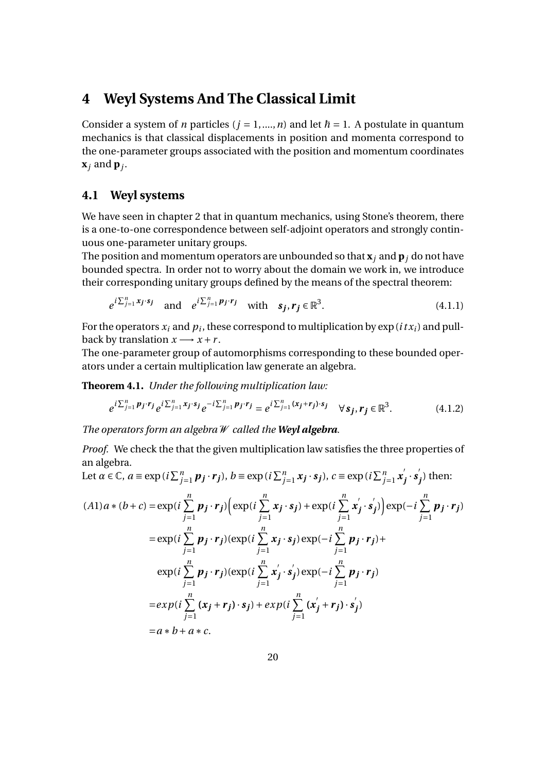# 4 Weyl Systems And The Classical Limit

Consider a system of $n$ particles ($j = 1, ...., n$) and let $\hbar = 1$. A postulate in quantum mechanics is that classical displacements in position and momenta correspond to the one-parameter groups associated with the position and momentum coordinates $\mathbf{x}_j$ and $\mathbf{p}_j$.

## 4.1 Weyl systems

We have seen in chapter 2 that in quantum mechanics, using Stone's theorem, there is a one-to-one correspondence between self-adjoint operators and strongly continuous one-parameter unitary groups.
The position and momentum operators are unbounded so that $\mathbf{x}_j$ and $\mathbf{p}_j$ do not have bounded spectra. In order not to worry about the domain we work in, we introduce their corresponding unitary groups defined by the means of the spectral theorem:

$$e^{i\sum_{j=1}^{n} \boldsymbol{x_j}\cdot\boldsymbol{s_j}} \quad \text{and} \quad e^{i\sum_{j=1}^{n} \boldsymbol{p_j}\cdot\boldsymbol{r_j}} \quad \text{with} \quad \boldsymbol{s_j}, \boldsymbol{r_j} \in \mathbb{R}^3. \tag{4.1.1}$$

For the operators $x_i$ and $p_i$, these correspond to multiplication by $\exp(itx_i)$ and pull-back by translation $x \longrightarrow x + r$.
The one-parameter group of automorphisms corresponding to these bounded operators under a certain multiplication law generate an algebra.

**Theorem 4.1.** *Under the following multiplication law:*

$$e^{i\sum_{j=1}^{n} \boldsymbol{p_j}\cdot\boldsymbol{r_j}} e^{i\sum_{j=1}^{n} \boldsymbol{x_j}\cdot\boldsymbol{s_j}} e^{-i\sum_{j=1}^{n} \boldsymbol{p_j}\cdot\boldsymbol{r_j}} = e^{i\sum_{j=1}^{n} (\boldsymbol{x_j}+\boldsymbol{r_j})\cdot\boldsymbol{s_j}} \quad \forall \boldsymbol{s_j}, \boldsymbol{r_j} \in \mathbb{R}^3. \tag{4.1.2}$$

*The operators form an algebra $\mathscr{W}$ called the* ***Weyl algebra****.*

*Proof.* We check the that the given multiplication law satisfies the three properties of an algebra.
Let $\alpha \in \mathbb{C}$, $a \equiv \exp(i\sum_{j=1}^{n} \boldsymbol{p_j}\cdot\boldsymbol{r_j})$, $b \equiv \exp(i\sum_{j=1}^{n} \boldsymbol{x_j}\cdot\boldsymbol{s_j})$, $c \equiv \exp(i\sum_{j=1}^{n} \boldsymbol{x_j'}\cdot\boldsymbol{s_j'})$ then:

$$
\begin{aligned}
(A1)\, a*(b+c) &= \exp(i\sum_{j=1}^{n} \boldsymbol{p_j}\cdot\boldsymbol{r_j})\Big(\exp(i\sum_{j=1}^{n} \boldsymbol{x_j}\cdot\boldsymbol{s_j}) + \exp(i\sum_{j=1}^{n} \boldsymbol{x_j'}\cdot\boldsymbol{s_j'})\Big)\exp(-i\sum_{j=1}^{n} \boldsymbol{p_j}\cdot\boldsymbol{r_j}) \\
&= \exp(i\sum_{j=1}^{n} \boldsymbol{p_j}\cdot\boldsymbol{r_j})(\exp(i\sum_{j=1}^{n} \boldsymbol{x_j}\cdot\boldsymbol{s_j})\exp(-i\sum_{j=1}^{n} \boldsymbol{p_j}\cdot\boldsymbol{r_j}) + \\
&\quad \exp(i\sum_{j=1}^{n} \boldsymbol{p_j}\cdot\boldsymbol{r_j})(\exp(i\sum_{j=1}^{n} \boldsymbol{x_j'}\cdot\boldsymbol{s_j'})\exp(-i\sum_{j=1}^{n} \boldsymbol{p_j}\cdot\boldsymbol{r_j}) \\
&= exp(i\sum_{j=1}^{n} (\boldsymbol{x_j}+\boldsymbol{r_j})\cdot\boldsymbol{s_j}) + exp(i\sum_{j=1}^{n} (\boldsymbol{x_j'}+\boldsymbol{r_j})\cdot\boldsymbol{s_j'}) \\
&= a*b + a*c.
\end{aligned}
$$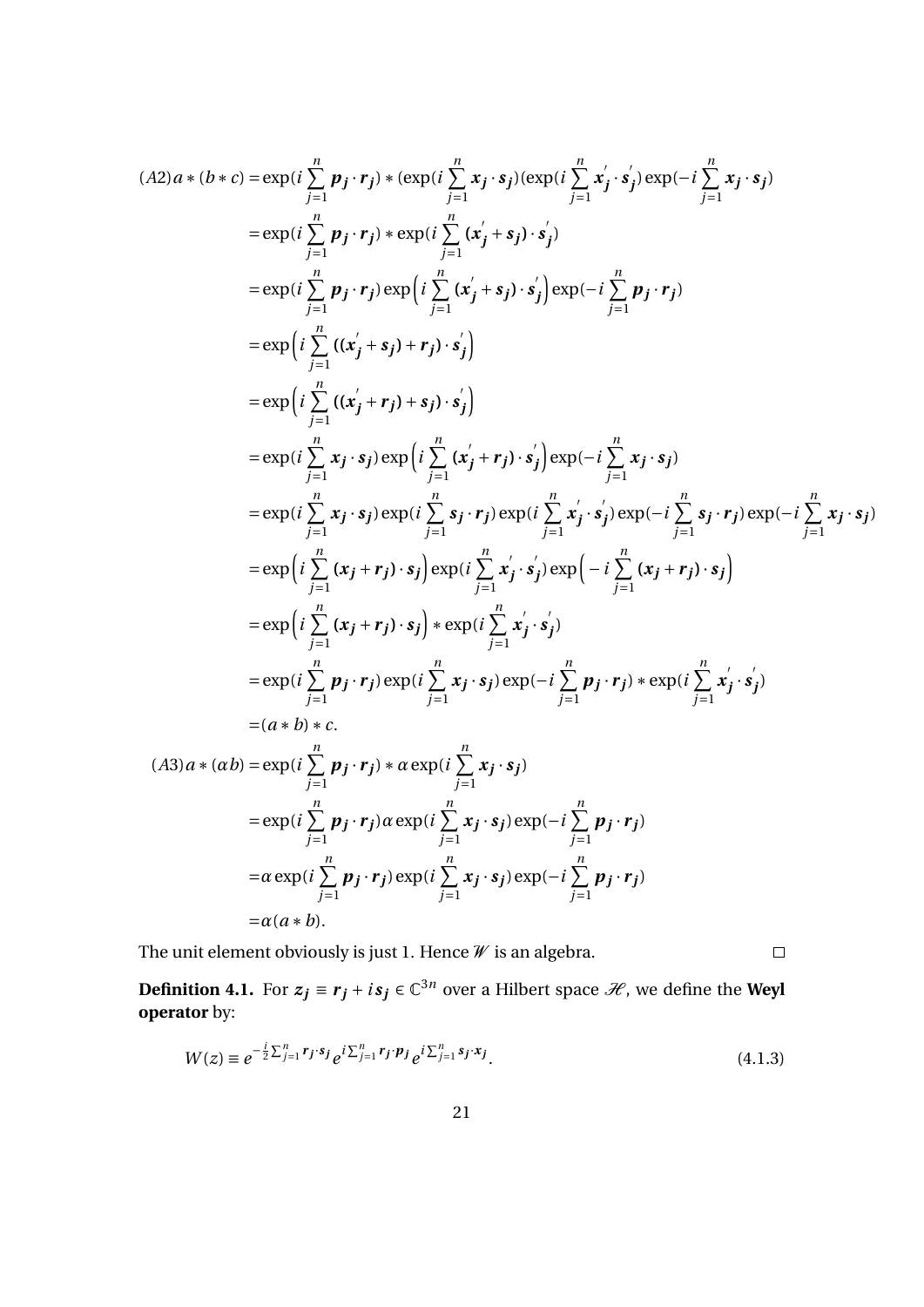$$
\begin{aligned}
(A2)\, a*(b*c) &= \exp(i\sum_{j=1}^{n} \boldsymbol{p_j}\cdot\boldsymbol{r_j}) * (\exp(i\sum_{j=1}^{n} \boldsymbol{x_j}\cdot\boldsymbol{s_j})(\exp(i\sum_{j=1}^{n} \boldsymbol{x_j'}\cdot\boldsymbol{s_j'})\exp(-i\sum_{j=1}^{n} \boldsymbol{x_j}\cdot\boldsymbol{s_j})\\
&= \exp(i\sum_{j=1}^{n} \boldsymbol{p_j}\cdot\boldsymbol{r_j}) * \exp(i\sum_{j=1}^{n} (\boldsymbol{x_j'}+\boldsymbol{s_j})\cdot\boldsymbol{s_j'})\\
&= \exp(i\sum_{j=1}^{n} \boldsymbol{p_j}\cdot\boldsymbol{r_j}) \exp\Big(i\sum_{j=1}^{n} (\boldsymbol{x_j'}+\boldsymbol{s_j})\cdot\boldsymbol{s_j'}\Big)\exp(-i\sum_{j=1}^{n} \boldsymbol{p_j}\cdot\boldsymbol{r_j})\\
&= \exp\Big(i\sum_{j=1}^{n} ((\boldsymbol{x_j'}+\boldsymbol{s_j})+\boldsymbol{r_j})\cdot\boldsymbol{s_j'}\Big)\\
&= \exp\Big(i\sum_{j=1}^{n} ((\boldsymbol{x_j'}+\boldsymbol{r_j})+\boldsymbol{s_j})\cdot\boldsymbol{s_j'}\Big)\\
&= \exp(i\sum_{j=1}^{n} \boldsymbol{x_j}\cdot\boldsymbol{s_j}) \exp\Big(i\sum_{j=1}^{n} (\boldsymbol{x_j'}+\boldsymbol{r_j})\cdot\boldsymbol{s_j'}\Big)\exp(-i\sum_{j=1}^{n} \boldsymbol{x_j}\cdot\boldsymbol{s_j})\\
&= \exp(i\sum_{j=1}^{n} \boldsymbol{x_j}\cdot\boldsymbol{s_j})\exp(i\sum_{j=1}^{n} \boldsymbol{s_j}\cdot\boldsymbol{r_j})\exp(i\sum_{j=1}^{n} \boldsymbol{x_j'}\cdot\boldsymbol{s_j'})\exp(-i\sum_{j=1}^{n} \boldsymbol{s_j}\cdot\boldsymbol{r_j})\exp(-i\sum_{j=1}^{n} \boldsymbol{x_j}\cdot\boldsymbol{s_j})\\
&= \exp\Big(i\sum_{j=1}^{n} (\boldsymbol{x_j}+\boldsymbol{r_j})\cdot\boldsymbol{s_j}\Big)\exp(i\sum_{j=1}^{n} \boldsymbol{x_j'}\cdot\boldsymbol{s_j'})\exp\Big(-i\sum_{j=1}^{n} (\boldsymbol{x_j}+\boldsymbol{r_j})\cdot\boldsymbol{s_j}\Big)\\
&= \exp\Big(i\sum_{j=1}^{n} (\boldsymbol{x_j}+\boldsymbol{r_j})\cdot\boldsymbol{s_j}\Big) * \exp(i\sum_{j=1}^{n} \boldsymbol{x_j'}\cdot\boldsymbol{s_j'})\\
&= \exp(i\sum_{j=1}^{n} \boldsymbol{p_j}\cdot\boldsymbol{r_j})\exp(i\sum_{j=1}^{n} \boldsymbol{x_j}\cdot\boldsymbol{s_j})\exp(-i\sum_{j=1}^{n} \boldsymbol{p_j}\cdot\boldsymbol{r_j}) * \exp(i\sum_{j=1}^{n} \boldsymbol{x_j'}\cdot\boldsymbol{s_j'})\\
&= (a*b)*c.\\
(A3)\, a*(\alpha b) &= \exp(i\sum_{j=1}^{n} \boldsymbol{p_j}\cdot\boldsymbol{r_j}) * \alpha\exp(i\sum_{j=1}^{n} \boldsymbol{x_j}\cdot\boldsymbol{s_j})\\
&= \exp(i\sum_{j=1}^{n} \boldsymbol{p_j}\cdot\boldsymbol{r_j})\alpha\exp(i\sum_{j=1}^{n} \boldsymbol{x_j}\cdot\boldsymbol{s_j})\exp(-i\sum_{j=1}^{n} \boldsymbol{p_j}\cdot\boldsymbol{r_j})\\
&= \alpha\exp(i\sum_{j=1}^{n} \boldsymbol{p_j}\cdot\boldsymbol{r_j})\exp(i\sum_{j=1}^{n} \boldsymbol{x_j}\cdot\boldsymbol{s_j})\exp(-i\sum_{j=1}^{n} \boldsymbol{p_j}\cdot\boldsymbol{r_j})\\
&= \alpha(a*b).
\end{aligned}
$$

The unit element obviously is just 1. Hence $\mathscr{W}$ is an algebra. $\square$

**Definition 4.1.** For $\boldsymbol{z_j} \equiv \boldsymbol{r_j} + i\boldsymbol{s_j} \in \mathbb{C}^{3n}$ over a Hilbert space $\mathscr{H}$, we define the **Weyl operator** by:

$$
W(z) \equiv e^{-\frac{i}{2}\sum_{j=1}^{n} \boldsymbol{r_j}\cdot\boldsymbol{s_j}} e^{i\sum_{j=1}^{n} \boldsymbol{r_j}\cdot\boldsymbol{p_j}} e^{i\sum_{j=1}^{n} \boldsymbol{s_j}\cdot\boldsymbol{x_j}}. \tag{4.1.3}
$$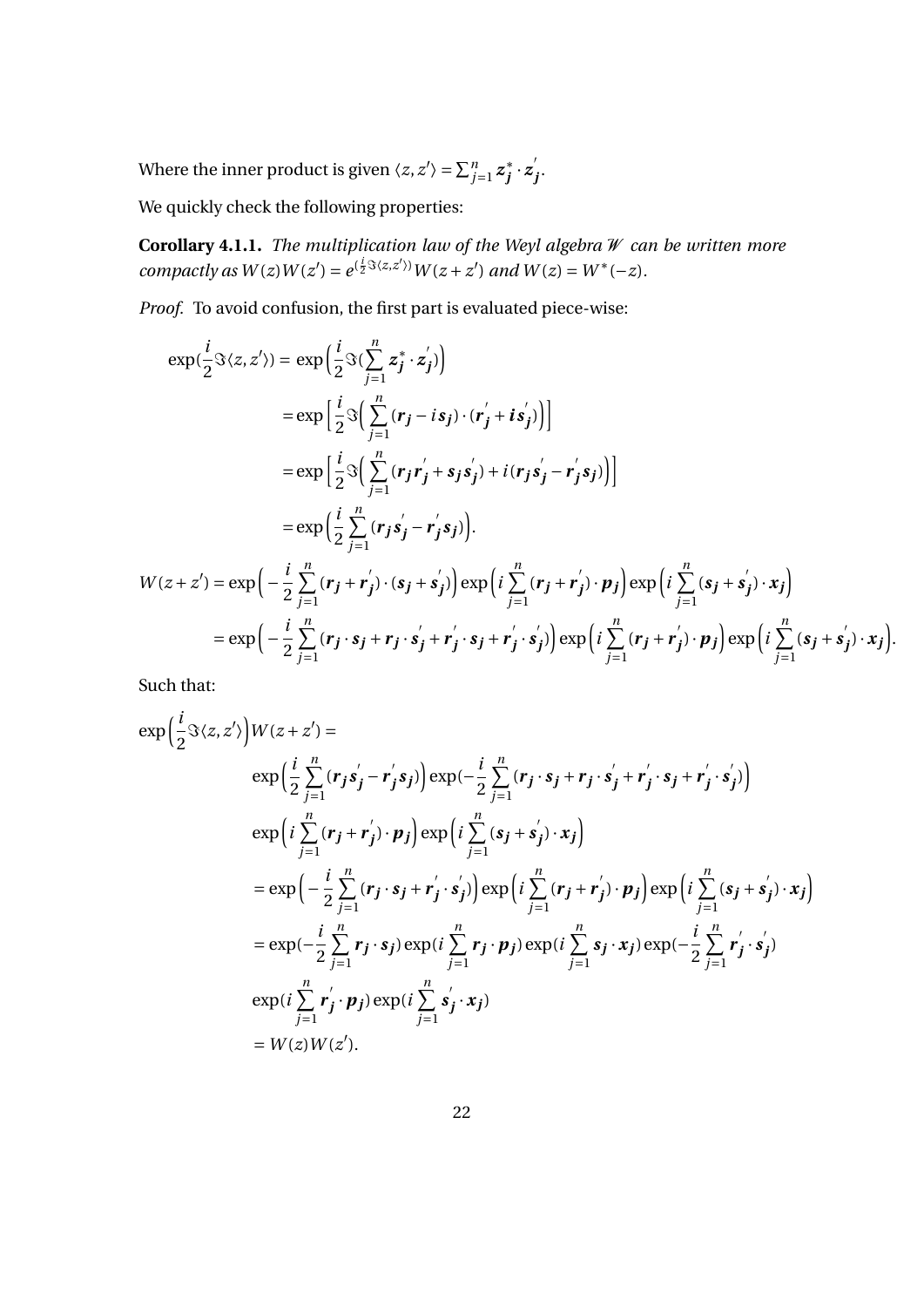Where the inner product is given $\langle z, z' \rangle = \sum_{j=1}^{n} \boldsymbol{z_j^*} \cdot \boldsymbol{z_j'}$.

We quickly check the following properties:

**Corollary 4.1.1.** *The multiplication law of the Weyl algebra $\mathscr{W}$ can be written more compactly as $W(z)W(z') = e^{(\frac{i}{2}\Im\langle z,z'\rangle)}W(z+z')$ and $W(z) = W^*(-z)$.*

*Proof.* To avoid confusion, the first part is evaluated piece-wise:

$$
\begin{aligned}
\exp(\frac{i}{2}\Im\langle z, z'\rangle) &= \exp\Big(\frac{i}{2}\Im(\sum_{j=1}^{n}\boldsymbol{z_j^*}\cdot\boldsymbol{z_j'})\Big) \\
&= \exp\Big[\frac{i}{2}\Im\Big(\sum_{j=1}^{n}(\boldsymbol{r_j} - i\boldsymbol{s_j})\cdot(\boldsymbol{r_j'} + \boldsymbol{i}\boldsymbol{s_j'})\Big)\Big] \\
&= \exp\Big[\frac{i}{2}\Im\Big(\sum_{j=1}^{n}(\boldsymbol{r_j}\boldsymbol{r_j'} + \boldsymbol{s_j}\boldsymbol{s_j'}) + i(\boldsymbol{r_j}\boldsymbol{s_j'} - \boldsymbol{r_j'}\boldsymbol{s_j})\Big)\Big] \\
&= \exp\Big(\frac{i}{2}\sum_{j=1}^{n}(\boldsymbol{r_j}\boldsymbol{s_j'} - \boldsymbol{r_j'}\boldsymbol{s_j})\Big).
\end{aligned}
$$

$$
\begin{aligned}
W(z+z') &= \exp\Big(-\frac{i}{2}\sum_{j=1}^{n}(\boldsymbol{r_j}+\boldsymbol{r_j'})\cdot(\boldsymbol{s_j}+\boldsymbol{s_j'})\Big)\exp\Big(i\sum_{j=1}^{n}(\boldsymbol{r_j}+\boldsymbol{r_j'})\cdot\boldsymbol{p_j}\Big)\exp\Big(i\sum_{j=1}^{n}(\boldsymbol{s_j}+\boldsymbol{s_j'})\cdot\boldsymbol{x_j}\Big) \\
&= \exp\Big(-\frac{i}{2}\sum_{j=1}^{n}(\boldsymbol{r_j}\cdot\boldsymbol{s_j} + \boldsymbol{r_j}\cdot\boldsymbol{s_j'} + \boldsymbol{r_j'}\cdot\boldsymbol{s_j} + \boldsymbol{r_j'}\cdot\boldsymbol{s_j'})\Big)\exp\Big(i\sum_{j=1}^{n}(\boldsymbol{r_j}+\boldsymbol{r_j'})\cdot\boldsymbol{p_j}\Big)\exp\Big(i\sum_{j=1}^{n}(\boldsymbol{s_j}+\boldsymbol{s_j'})\cdot\boldsymbol{x_j}\Big).
\end{aligned}
$$

Such that:

$$
\begin{aligned}
&\exp\Big(\frac{i}{2}\Im\langle z, z'\rangle\Big)W(z+z') = \\
&\qquad \exp\Big(\frac{i}{2}\sum_{j=1}^{n}(\boldsymbol{r_j}\boldsymbol{s_j'} - \boldsymbol{r_j'}\boldsymbol{s_j})\Big)\exp(-\frac{i}{2}\sum_{j=1}^{n}(\boldsymbol{r_j}\cdot\boldsymbol{s_j} + \boldsymbol{r_j}\cdot\boldsymbol{s_j'} + \boldsymbol{r_j'}\cdot\boldsymbol{s_j} + \boldsymbol{r_j'}\cdot\boldsymbol{s_j'})\Big) \\
&\qquad \exp\Big(i\sum_{j=1}^{n}(\boldsymbol{r_j}+\boldsymbol{r_j'})\cdot\boldsymbol{p_j}\Big)\exp\Big(i\sum_{j=1}^{n}(\boldsymbol{s_j}+\boldsymbol{s_j'})\cdot\boldsymbol{x_j}\Big) \\
&\qquad = \exp\Big(-\frac{i}{2}\sum_{j=1}^{n}(\boldsymbol{r_j}\cdot\boldsymbol{s_j} + \boldsymbol{r_j'}\cdot\boldsymbol{s_j'})\Big)\exp\Big(i\sum_{j=1}^{n}(\boldsymbol{r_j}+\boldsymbol{r_j'})\cdot\boldsymbol{p_j}\Big)\exp\Big(i\sum_{j=1}^{n}(\boldsymbol{s_j}+\boldsymbol{s_j'})\cdot\boldsymbol{x_j}\Big) \\
&\qquad = \exp(-\frac{i}{2}\sum_{j=1}^{n}\boldsymbol{r_j}\cdot\boldsymbol{s_j})\exp(i\sum_{j=1}^{n}\boldsymbol{r_j}\cdot\boldsymbol{p_j})\exp(i\sum_{j=1}^{n}\boldsymbol{s_j}\cdot\boldsymbol{x_j})\exp(-\frac{i}{2}\sum_{j=1}^{n}\boldsymbol{r_j'}\cdot\boldsymbol{s_j'}) \\
&\qquad \exp(i\sum_{j=1}^{n}\boldsymbol{r_j'}\cdot\boldsymbol{p_j})\exp(i\sum_{j=1}^{n}\boldsymbol{s_j'}\cdot\boldsymbol{x_j}) \\
&\qquad = W(z)W(z').
\end{aligned}
$$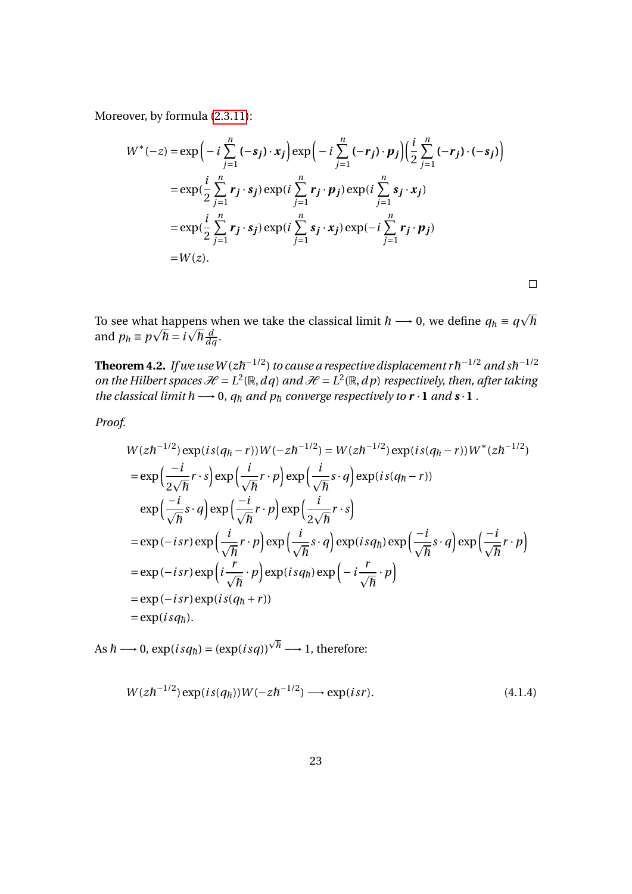Moreover, by formula (2.3.11):

$$
\begin{aligned}
W^*(-z) &= \exp\Big(-i\sum_{j=1}^{n}(-\boldsymbol{s_j})\cdot\boldsymbol{x_j}\Big)\exp\Big(-i\sum_{j=1}^{n}(-\boldsymbol{r_j})\cdot\boldsymbol{p_j}\Big)\Big(\frac{i}{2}\sum_{j=1}^{n}(-\boldsymbol{r_j})\cdot(-\boldsymbol{s_j})\Big)\\
&= \exp(\frac{i}{2}\sum_{j=1}^{n}\boldsymbol{r_j}\cdot\boldsymbol{s_j})\exp(i\sum_{j=1}^{n}\boldsymbol{r_j}\cdot\boldsymbol{p_j})\exp(i\sum_{j=1}^{n}\boldsymbol{s_j}\cdot\boldsymbol{x_j})\\
&= \exp(\frac{i}{2}\sum_{j=1}^{n}\boldsymbol{r_j}\cdot\boldsymbol{s_j})\exp(i\sum_{j=1}^{n}\boldsymbol{s_j}\cdot\boldsymbol{x_j})\exp(-i\sum_{j=1}^{n}\boldsymbol{r_j}\cdot\boldsymbol{p_j})\\
&= W(z).
\end{aligned}
$$

□

To see what happens when we take the classical limit $\hbar \longrightarrow 0$, we define $q_\hbar \equiv q\sqrt{\hbar}$ and $p_\hbar \equiv p\sqrt{\hbar} = i\sqrt{\hbar}\frac{d}{dq}$.

**Theorem 4.2.** *If we use $W(z\hbar^{-1/2})$ to cause a respective displacement $r\hbar^{-1/2}$ and $s\hbar^{-1/2}$ on the Hilbert spaces $\mathscr{H} = L^2(\mathbb{R}, dq)$ and $\mathscr{H} = L^2(\mathbb{R}, dp)$ respectively, then, after taking the classical limit $\hbar \longrightarrow 0$, $q_\hbar$ and $p_\hbar$ converge respectively to $\boldsymbol{r}\cdot\mathbf{1}$ and $\boldsymbol{s}\cdot\mathbf{1}$ .*

*Proof.*

$$
\begin{aligned}
&W(z\hbar^{-1/2})\exp(is(q_\hbar - r))W(-z\hbar^{-1/2}) = W(z\hbar^{-1/2})\exp(is(q_\hbar - r))W^*(z\hbar^{-1/2})\\
&= \exp\Big(\frac{-i}{2\sqrt{\hbar}}r\cdot s\Big)\exp\Big(\frac{i}{\sqrt{\hbar}}r\cdot p\Big)\exp\Big(\frac{i}{\sqrt{\hbar}}s\cdot q\Big)\exp(is(q_\hbar - r))\\
&\quad \exp\Big(\frac{-i}{\sqrt{\hbar}}s\cdot q\Big)\exp\Big(\frac{-i}{\sqrt{\hbar}}r\cdot p\Big)\exp\Big(\frac{i}{2\sqrt{\hbar}}r\cdot s\Big)\\
&= \exp(-isr)\exp\Big(\frac{i}{\sqrt{\hbar}}r\cdot p\Big)\exp\Big(\frac{i}{\sqrt{\hbar}}s\cdot q\Big)\exp(isq_\hbar)\exp\Big(\frac{-i}{\sqrt{\hbar}}s\cdot q\Big)\exp\Big(\frac{-i}{\sqrt{\hbar}}r\cdot p\Big)\\
&= \exp(-isr)\exp\Big(i\frac{r}{\sqrt{\hbar}}\cdot p\Big)\exp(isq_\hbar)\exp\Big(-i\frac{r}{\sqrt{\hbar}}\cdot p\Big)\\
&= \exp(-isr)\exp(is(q_\hbar + r))\\
&= \exp(isq_\hbar).
\end{aligned}
$$

As $\hbar \longrightarrow 0$, $\exp(isq_\hbar) = (\exp(isq))^{\sqrt{\hbar}} \longrightarrow 1$, therefore:

$$
W(z\hbar^{-1/2})\exp(is(q_\hbar))W(-z\hbar^{-1/2}) \longrightarrow \exp(isr). \tag{4.1.4}
$$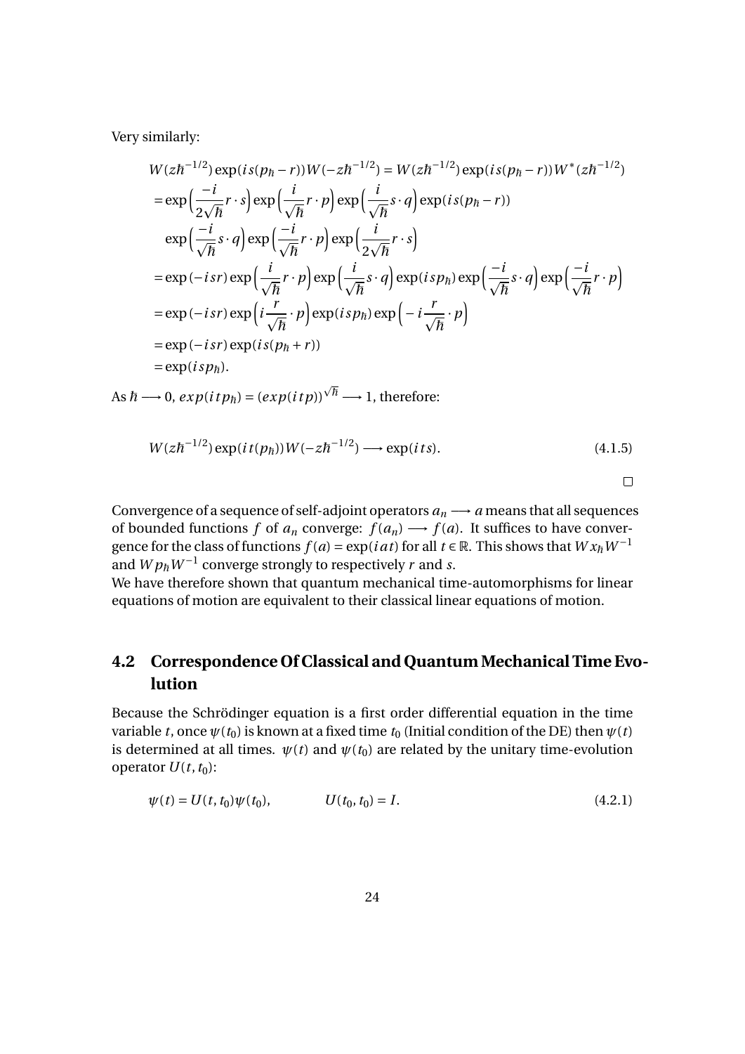Very similarly:

$$
\begin{aligned}
&W(z\hbar^{-1/2})\exp(is(p_\hbar - r))W(-z\hbar^{-1/2}) = W(z\hbar^{-1/2})\exp(is(p_\hbar - r))W^*(z\hbar^{-1/2}) \\
&= \exp\Big(\frac{-i}{2\sqrt{\hbar}} r\cdot s\Big)\exp\Big(\frac{i}{\sqrt{\hbar}} r\cdot p\Big)\exp\Big(\frac{i}{\sqrt{\hbar}} s\cdot q\Big)\exp(is(p_\hbar - r)) \\
&\quad \exp\Big(\frac{-i}{\sqrt{\hbar}} s\cdot q\Big)\exp\Big(\frac{-i}{\sqrt{\hbar}} r\cdot p\Big)\exp\Big(\frac{i}{2\sqrt{\hbar}} r\cdot s\Big) \\
&= \exp(-isr)\exp\Big(\frac{i}{\sqrt{\hbar}} r\cdot p\Big)\exp\Big(\frac{i}{\sqrt{\hbar}} s\cdot q\Big)\exp(isp_\hbar)\exp\Big(\frac{-i}{\sqrt{\hbar}} s\cdot q\Big)\exp\Big(\frac{-i}{\sqrt{\hbar}} r\cdot p\Big) \\
&= \exp(-isr)\exp\Big(i\frac{r}{\sqrt{\hbar}}\cdot p\Big)\exp(isp_\hbar)\exp\Big(-i\frac{r}{\sqrt{\hbar}}\cdot p\Big) \\
&= \exp(-isr)\exp(is(p_\hbar + r)) \\
&= \exp(isp_\hbar).
\end{aligned}
$$

As $\hbar \longrightarrow 0$, $exp(itp_\hbar) = (exp(itp))^{\sqrt{\hbar}} \longrightarrow 1$, therefore:

$$
W(z\hbar^{-1/2})\exp(it(p_\hbar))W(-z\hbar^{-1/2}) \longrightarrow \exp(its). \tag{4.1.5}
$$

□

Convergence of a sequence of self-adjoint operators $a_n \longrightarrow a$ means that all sequences of bounded functions $f$ of $a_n$ converge: $f(a_n) \longrightarrow f(a)$. It suffices to have convergence for the class of functions $f(a) = \exp(iat)$ for all $t \in \mathbb{R}$. This shows that $Wx_\hbar W^{-1}$ and $Wp_\hbar W^{-1}$ converge strongly to respectively $r$ and $s$.
We have therefore shown that quantum mechanical time-automorphisms for linear equations of motion are equivalent to their classical linear equations of motion.

## 4.2 Correspondence Of Classical and Quantum Mechanical Time Evolution

Because the Schrödinger equation is a first order differential equation in the time variable $t$, once $\psi(t_0)$ is known at a fixed time $t_0$ (Initial condition of the DE) then $\psi(t)$ is determined at all times. $\psi(t)$ and $\psi(t_0)$ are related by the unitary time-evolution operator $U(t, t_0)$:

$$
\psi(t) = U(t, t_0)\psi(t_0), \qquad U(t_0, t_0) = I. \tag{4.2.1}
$$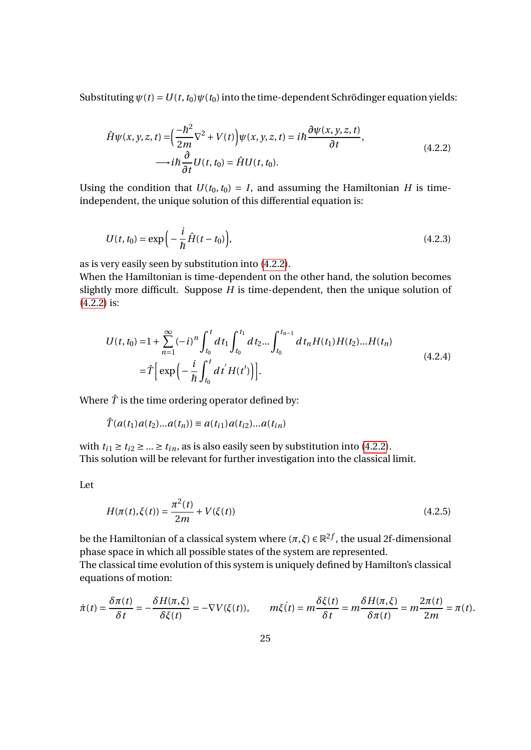Substituting $\psi(t) = U(t, t_0)\psi(t_0)$ into the time-dependent Schrödinger equation yields:

$$
\begin{aligned}
\hat{H}\psi(x, y, z, t) =& \Big(\frac{-\hbar^2}{2m}\nabla^2 + V(t)\Big)\psi(x, y, z, t) = i\hbar\frac{\partial\psi(x, y, z, t)}{\partial t}, \\
&\longrightarrow i\hbar\frac{\partial}{\partial t}U(t, t_0) = \hat{H}U(t, t_0).
\end{aligned}
\tag{4.2.2}
$$

Using the condition that $U(t_0, t_0) = I$, and assuming the Hamiltonian $H$ is time-independent, the unique solution of this differential equation is:

$$
U(t, t_0) = \exp\Big(-\frac{i}{\hbar}\hat{H}(t - t_0)\Big),
\tag{4.2.3}
$$

as is very easily seen by substitution into (4.2.2).
When the Hamiltonian is time-dependent on the other hand, the solution becomes slightly more difficult. Suppose $H$ is time-dependent, then the unique solution of (4.2.2) is:

$$
\begin{aligned}
U(t, t_0) =& 1 + \sum_{n=1}^{\infty}(-i)^n \int_{t_0}^{t} dt_1 \int_{t_0}^{t_1} dt_2 ... \int_{t_0}^{t_{n-1}} dt_n H(t_1)H(t_2)...H(t_n) \\
=& \hat{T}\Big[\exp\Big(-\frac{i}{\hbar}\int_{t_0}^{t} dt' H(t')\Big)\Big].
\end{aligned}
\tag{4.2.4}
$$

Where $\hat{T}$ is the time ordering operator defined by:

$$
\hat{T}(a(t_1)a(t_2)...a(t_n)) \equiv a(t_{i1})a(t_{i2})...a(t_{in})
$$

with $t_{i1} \geq t_{i2} \geq ... \geq t_{in}$, as is also easily seen by substitution into (4.2.2).
This solution will be relevant for further investigation into the classical limit.

Let

$$
H(\pi(t), \xi(t)) = \frac{\pi^2(t)}{2m} + V(\xi(t))
\tag{4.2.5}
$$

be the Hamiltonian of a classical system where $(\pi, \xi) \in \mathbb{R}^{2f}$, the usual 2f-dimensional phase space in which all possible states of the system are represented.
The classical time evolution of this system is uniquely defined by Hamilton's classical equations of motion:

$$
\dot{\pi}(t) = \frac{\delta\pi(t)}{\delta t} = -\frac{\delta H(\pi, \xi)}{\delta\xi(t)} = -\nabla V(\xi(t)), \qquad m\dot{\xi}(t) = m\frac{\delta\xi(t)}{\delta t} = m\frac{\delta H(\pi, \xi)}{\delta\pi(t)} = m\frac{2\pi(t)}{2m} = \pi(t).
$$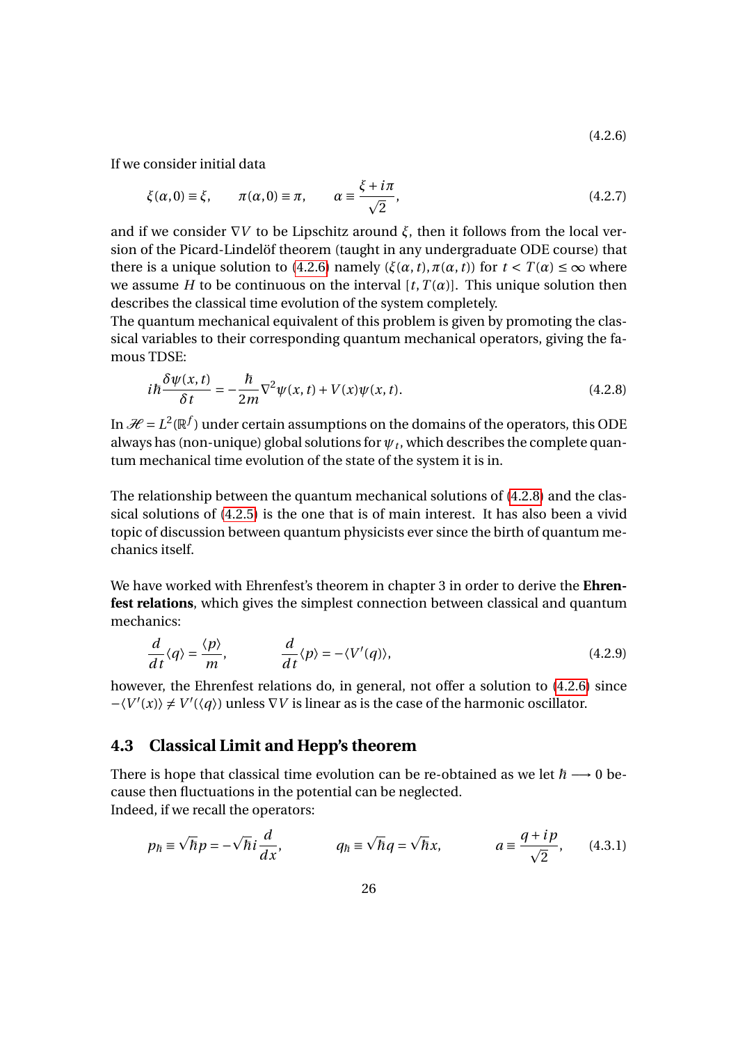$$(4.2.6)$$

If we consider initial data

$$\xi(\alpha, 0) \equiv \xi, \qquad \pi(\alpha, 0) \equiv \pi, \qquad \alpha \equiv \frac{\xi + i\pi}{\sqrt{2}}, \tag{4.2.7}$$

and if we consider $\nabla V$ to be Lipschitz around $\xi$, then it follows from the local version of the Picard-Lindelöf theorem (taught in any undergraduate ODE course) that there is a unique solution to (4.2.6) namely $(\xi(\alpha, t), \pi(\alpha, t))$ for $t < T(\alpha) \leq \infty$ where we assume $H$ to be continuous on the interval $[t, T(\alpha)]$. This unique solution then describes the classical time evolution of the system completely.

The quantum mechanical equivalent of this problem is given by promoting the classical variables to their corresponding quantum mechanical operators, giving the famous TDSE:

$$i\hbar \frac{\delta \psi(x,t)}{\delta t} = -\frac{\hbar}{2m} \nabla^2 \psi(x,t) + V(x)\psi(x,t). \tag{4.2.8}$$

In $\mathscr{H} = L^2(\mathbb{R}^f)$ under certain assumptions on the domains of the operators, this ODE always has (non-unique) global solutions for $\psi_t$, which describes the complete quantum mechanical time evolution of the state of the system it is in.

The relationship between the quantum mechanical solutions of (4.2.8) and the classical solutions of (4.2.5) is the one that is of main interest. It has also been a vivid topic of discussion between quantum physicists ever since the birth of quantum mechanics itself.

We have worked with Ehrenfest's theorem in chapter 3 in order to derive the **Ehrenfest relations**, which gives the simplest connection between classical and quantum mechanics:

$$\frac{d}{dt}\langle q \rangle = \frac{\langle p \rangle}{m}, \qquad \frac{d}{dt}\langle p \rangle = -\langle V'(q) \rangle, \tag{4.2.9}$$

however, the Ehrenfest relations do, in general, not offer a solution to (4.2.6) since $-\langle V'(x) \rangle \neq V'(\langle q \rangle)$ unless $\nabla V$ is linear as is the case of the harmonic oscillator.

## 4.3 Classical Limit and Hepp's theorem

There is hope that classical time evolution can be re-obtained as we let $\hbar \longrightarrow 0$ because then fluctuations in the potential can be neglected.
Indeed, if we recall the operators:

$$p_\hbar \equiv \sqrt{\hbar} p = -\sqrt{\hbar} i \frac{d}{dx}, \qquad q_\hbar \equiv \sqrt{\hbar} q = \sqrt{\hbar} x, \qquad a \equiv \frac{q + ip}{\sqrt{2}}, \tag{4.3.1}$$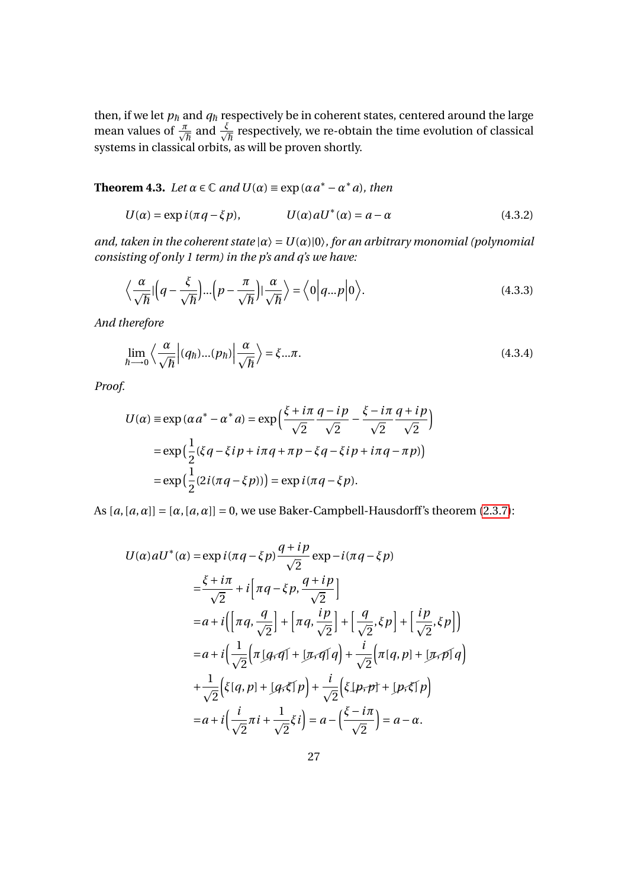then, if we let $p_\hbar$ and $q_\hbar$ respectively be in coherent states, centered around the large mean values of $\frac{\pi}{\sqrt{\hbar}}$ and $\frac{\xi}{\sqrt{\hbar}}$ respectively, we re-obtain the time evolution of classical systems in classical orbits, as will be proven shortly.

**Theorem 4.3.** *Let $\alpha \in \mathbb{C}$ and $U(\alpha) \equiv \exp(\alpha a^* - \alpha^* a)$, then*

$$U(\alpha) = \exp i(\pi q - \xi p), \qquad U(\alpha) a U^*(\alpha) = a - \alpha \tag{4.3.2}$$

*and, taken in the coherent state $|\alpha\rangle = U(\alpha)|0\rangle$, for an arbitrary monomial (polynomial consisting of only 1 term) in the p's and q's we have:*

$$\Big\langle \frac{\alpha}{\sqrt{\hbar}} \Big| \Big(q - \frac{\xi}{\sqrt{\hbar}}\Big) ... \Big(p - \frac{\pi}{\sqrt{\hbar}}\Big) \Big| \frac{\alpha}{\sqrt{\hbar}} \Big\rangle = \Big\langle 0 \Big| q...p \Big| 0 \Big\rangle. \tag{4.3.3}$$

*And therefore*

$$\lim_{\hbar \longrightarrow 0} \Big\langle \frac{\alpha}{\sqrt{\hbar}} \Big| (q_\hbar)...(p_\hbar) \Big| \frac{\alpha}{\sqrt{\hbar}} \Big\rangle = \xi ... \pi. \tag{4.3.4}$$

*Proof.*

$$\begin{aligned}
U(\alpha) &\equiv \exp(\alpha a^* - \alpha^* a) = \exp\Big(\frac{\xi + i\pi}{\sqrt{2}} \frac{q - ip}{\sqrt{2}} - \frac{\xi - i\pi}{\sqrt{2}} \frac{q + ip}{\sqrt{2}}\Big) \\
&= \exp\Big(\frac{1}{2}(\xi q - \xi i p + i\pi q + \pi p - \xi q - \xi i p + i\pi q - \pi p)\Big) \\
&= \exp\Big(\frac{1}{2}(2i(\pi q - \xi p))\Big) = \exp i(\pi q - \xi p).
\end{aligned}$$

As $[a,[a,\alpha]] = [\alpha,[a,\alpha]] = 0$, we use Baker-Campbell-Hausdorff's theorem (2.3.7):

$$\begin{aligned}
U(\alpha) a U^*(\alpha) &= \exp i(\pi q - \xi p) \frac{q + ip}{\sqrt{2}} \exp -i(\pi q - \xi p) \\
&= \frac{\xi + i\pi}{\sqrt{2}} + i\Big[\pi q - \xi p, \frac{q + ip}{\sqrt{2}}\Big] \\
&= a + i\Big(\Big[\pi q, \frac{q}{\sqrt{2}}\Big] + \Big[\pi q, \frac{ip}{\sqrt{2}}\Big] + \Big[\frac{q}{\sqrt{2}}, \xi p\Big] + \Big[\frac{ip}{\sqrt{2}}, \xi p\Big]\Big) \\
&= a + i\Big(\frac{1}{\sqrt{2}}\Big(\pi \cancel{[q,q]} + \cancel{[\pi,q]} q\Big) + \frac{i}{\sqrt{2}}\Big(\pi [q,p] + \cancel{[\pi,p]} q\Big) \\
&+ \frac{1}{\sqrt{2}}\Big(\xi [q,p] + \cancel{[q,\xi]} p\Big) + \frac{i}{\sqrt{2}}\Big(\xi \cancel{[p,p]} + \cancel{[p,\xi]} p\Big) \\
&= a + i\Big(\frac{i}{\sqrt{2}} \pi i + \frac{1}{\sqrt{2}} \xi i\Big) = a - \Big(\frac{\xi - i\pi}{\sqrt{2}}\Big) = a - \alpha.
\end{aligned}$$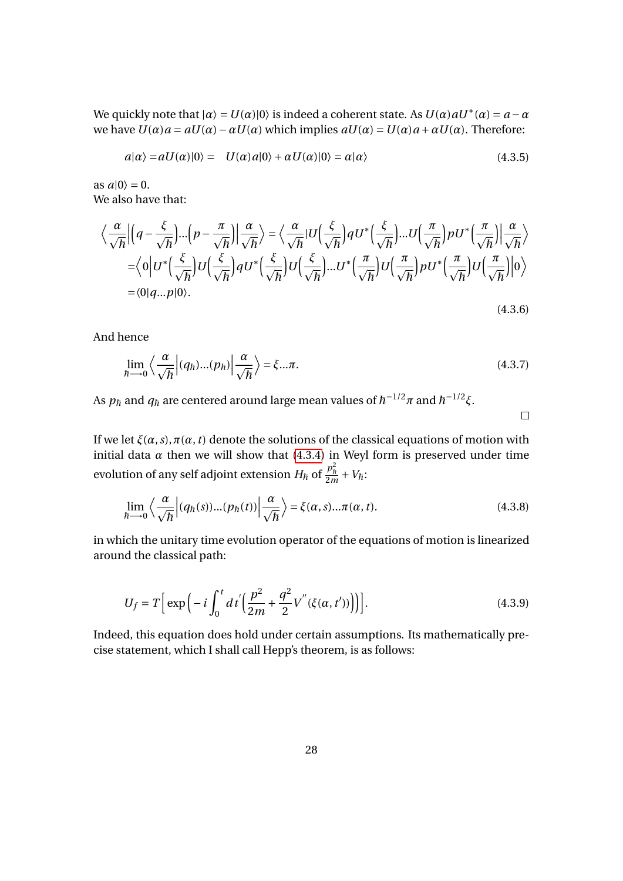We quickly note that $|\alpha\rangle = U(\alpha)|0\rangle$ is indeed a coherent state. As $U(\alpha)aU^*(\alpha) = a - \alpha$ we have $U(\alpha)a = aU(\alpha) - \alpha U(\alpha)$ which implies $aU(\alpha) = U(\alpha)a + \alpha U(\alpha)$. Therefore:

$$a|\alpha\rangle = aU(\alpha)|0\rangle = \quad U(\alpha)a|0\rangle + \alpha U(\alpha)|0\rangle = \alpha|\alpha\rangle \tag{4.3.5}$$

as $a|0\rangle = 0$.
We also have that:

$$\begin{aligned}
\Big\langle \frac{\alpha}{\sqrt{\hbar}}\Big|\Big(q - \frac{\xi}{\sqrt{\hbar}}\Big)...\Big(p - \frac{\pi}{\sqrt{\hbar}}\Big)\Big|\frac{\alpha}{\sqrt{\hbar}}\Big\rangle &= \Big\langle \frac{\alpha}{\sqrt{\hbar}}|U\Big(\frac{\xi}{\sqrt{\hbar}}\Big)qU^*\Big(\frac{\xi}{\sqrt{\hbar}}\Big)...U\Big(\frac{\pi}{\sqrt{\hbar}}\Big)pU^*\Big(\frac{\pi}{\sqrt{\hbar}}\Big)\Big|\frac{\alpha}{\sqrt{\hbar}}\Big\rangle \\
&= \Big\langle 0\Big|U^*\Big(\frac{\xi}{\sqrt{\hbar}}\Big)U\Big(\frac{\xi}{\sqrt{\hbar}}\Big)qU^*\Big(\frac{\xi}{\sqrt{\hbar}}\Big)U\Big(\frac{\xi}{\sqrt{\hbar}}\Big)...U^*\Big(\frac{\pi}{\sqrt{\hbar}}\Big)U\Big(\frac{\pi}{\sqrt{\hbar}}\Big)pU^*\Big(\frac{\pi}{\sqrt{\hbar}}\Big)U\Big(\frac{\pi}{\sqrt{\hbar}}\Big)\Big|0\Big\rangle \\
&= \langle 0|q...p|0\rangle.
\end{aligned} \tag{4.3.6}$$

And hence

$$\lim_{\hbar \longrightarrow 0} \Big\langle \frac{\alpha}{\sqrt{\hbar}}\Big|(q_\hbar)...(p_\hbar)\Big|\frac{\alpha}{\sqrt{\hbar}}\Big\rangle = \xi...\pi. \tag{4.3.7}$$

As $p_\hbar$ and $q_\hbar$ are centered around large mean values of $\hbar^{-1/2}\pi$ and $\hbar^{-1/2}\xi$.

□

If we let $\xi(\alpha, s), \pi(\alpha, t)$ denote the solutions of the classical equations of motion with initial data $\alpha$ then we will show that (4.3.4) in Weyl form is preserved under time evolution of any self adjoint extension $H_\hbar$ of $\frac{p_\hbar^2}{2m} + V_\hbar$:

$$\lim_{\hbar \longrightarrow 0} \Big\langle \frac{\alpha}{\sqrt{\hbar}}\Big|(q_\hbar(s))...(p_\hbar(t))\Big|\frac{\alpha}{\sqrt{\hbar}}\Big\rangle = \xi(\alpha, s)...\pi(\alpha, t). \tag{4.3.8}$$

in which the unitary time evolution operator of the equations of motion is linearized around the classical path:

$$U_f = T\Big[\exp\Big(-i\int_0^t dt'\Big(\frac{p^2}{2m} + \frac{q^2}{2}V''(\xi(\alpha, t'))\Big)\Big)\Big]. \tag{4.3.9}$$

Indeed, this equation does hold under certain assumptions. Its mathematically precise statement, which I shall call Hepp's theorem, is as follows: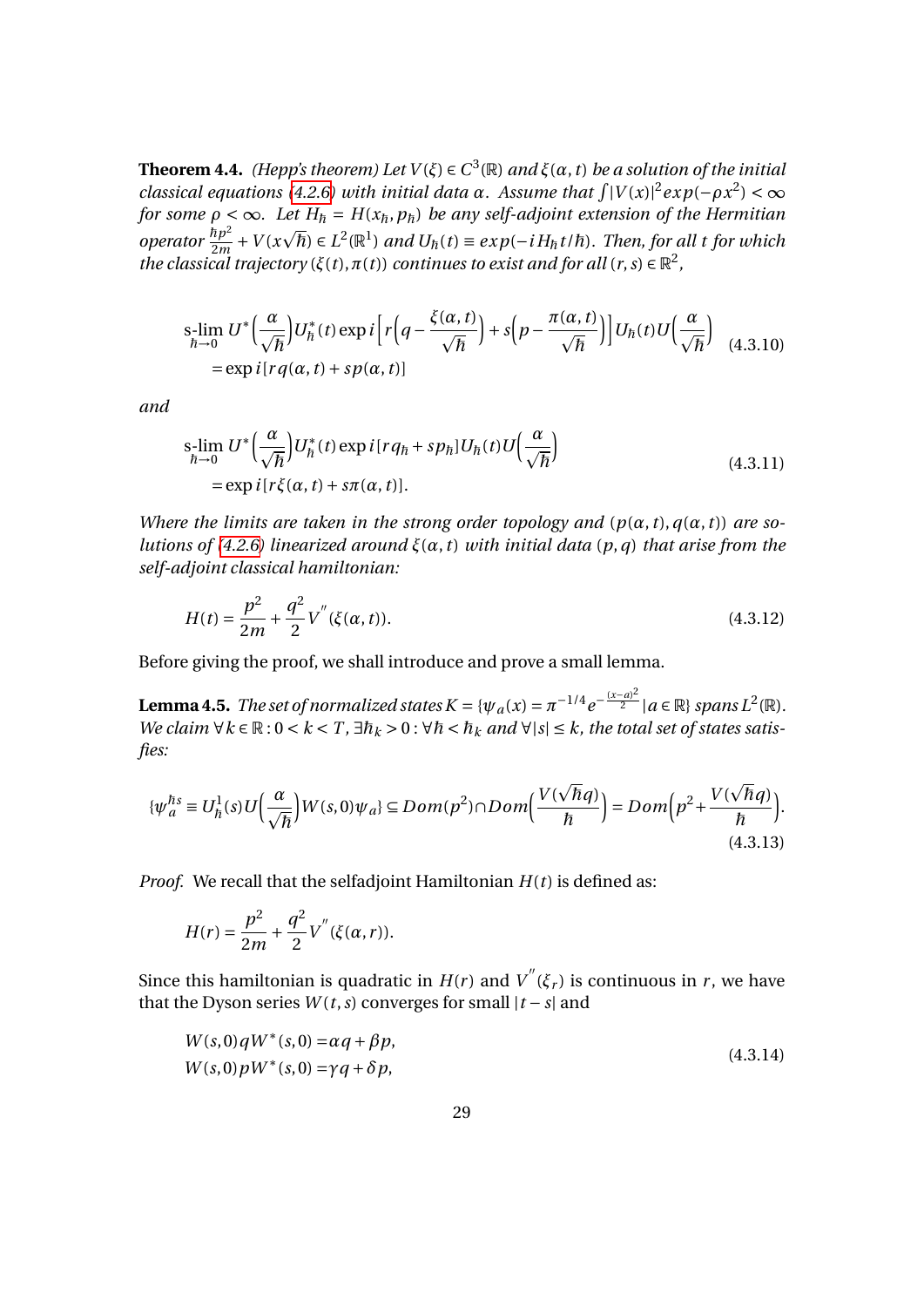**Theorem 4.4.** *(Hepp's theorem) Let $V(\xi) \in C^3(\mathbb{R})$ and $\xi(\alpha, t)$ be a solution of the initial classical equations (4.2.6) with initial data $\alpha$. Assume that $\int |V(x)|^2 exp(-\rho x^2) < \infty$ for some $\rho < \infty$. Let $H_\hbar = H(x_\hbar, p_\hbar)$ be any self-adjoint extension of the Hermitian operator $\frac{\hbar p^2}{2m} + V(x\sqrt{\hbar}) \in L^2(\mathbb{R}^1)$ and $U_\hbar(t) \equiv exp(-iH_\hbar t/\hbar)$. Then, for all $t$ for which the classical trajectory $(\xi(t), \pi(t))$ continues to exist and for all $(r,s) \in \mathbb{R}^2$,*

$$
\begin{aligned}
\operatorname*{s\text{-}lim}_{\hbar \to 0} U^*\Big(\frac{\alpha}{\sqrt{\hbar}}\Big) U^*_\hbar(t) \exp i\Big[r\Big(q - \frac{\xi(\alpha,t)}{\sqrt{\hbar}}\Big) + s\Big(p - \frac{\pi(\alpha,t)}{\sqrt{\hbar}}\Big)\Big] U_\hbar(t) U\Big(\frac{\alpha}{\sqrt{\hbar}}\Big) \\
= \exp i[rq(\alpha,t) + sp(\alpha,t)]
\end{aligned}
\tag{4.3.10}
$$

*and*

$$
\begin{aligned}
\operatorname*{s\text{-}lim}_{\hbar \to 0} U^*\Big(\frac{\alpha}{\sqrt{\hbar}}\Big) U^*_\hbar(t) \exp i[rq_\hbar + sp_\hbar] U_\hbar(t) U\Big(\frac{\alpha}{\sqrt{\hbar}}\Big) \\
= \exp i[r\xi(\alpha,t) + s\pi(\alpha,t)].
\end{aligned}
\tag{4.3.11}
$$

*Where the limits are taken in the strong order topology and $(p(\alpha,t), q(\alpha,t))$ are solutions of (4.2.6) linearized around $\xi(\alpha,t)$ with initial data $(p,q)$ that arise from the self-adjoint classical hamiltonian:*

$$
H(t) = \frac{p^2}{2m} + \frac{q^2}{2} V''(\xi(\alpha,t)).
\tag{4.3.12}
$$

Before giving the proof, we shall introduce and prove a small lemma.

**Lemma 4.5.** *The set of normalized states $K = \{\psi_a(x) = \pi^{-1/4} e^{-\frac{(x-a)^2}{2}} | a \in \mathbb{R}\}$ spans $L^2(\mathbb{R})$. We claim $\forall k \in \mathbb{R} : 0 < k < T$, $\exists \hbar_k > 0 : \forall \hbar < \hbar_k$ and $\forall |s| \leq k$, the total set of states satisfies:*

$$
\{\psi_a^{\hbar s} \equiv U^1_\hbar(s) U\Big(\frac{\alpha}{\sqrt{\hbar}}\Big) W(s,0)\psi_a\} \subseteq Dom(p^2) \cap Dom\Big(\frac{V(\sqrt{\hbar}q)}{\hbar}\Big) = Dom\Big(p^2 + \frac{V(\sqrt{\hbar}q)}{\hbar}\Big).
\tag{4.3.13}
$$

*Proof.* We recall that the selfadjoint Hamiltonian $H(t)$ is defined as:

$$
H(r) = \frac{p^2}{2m} + \frac{q^2}{2} V''(\xi(\alpha,r)).
$$

Since this hamiltonian is quadratic in $H(r)$ and $V''(\xi_r)$ is continuous in $r$, we have that the Dyson series $W(t,s)$ converges for small $|t-s|$ and

$$
\begin{aligned}
W(s,0) q W^*(s,0) &= \alpha q + \beta p, \\
W(s,0) p W^*(s,0) &= \gamma q + \delta p,
\end{aligned}
\tag{4.3.14}
$$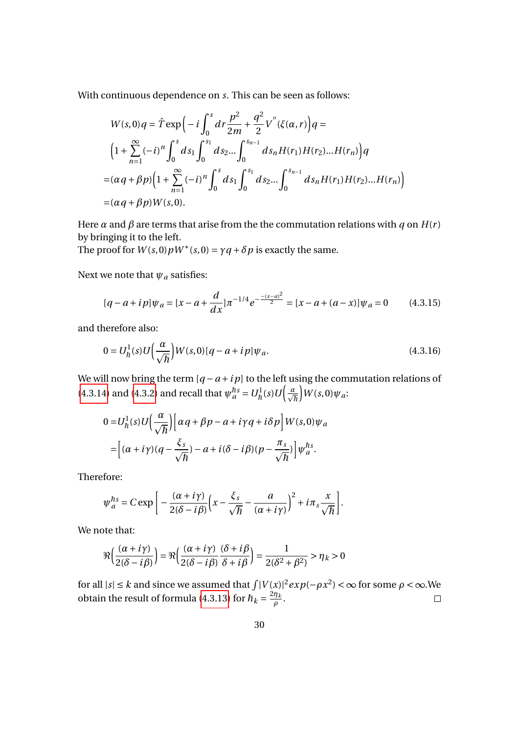With continuous dependence on $s$. This can be seen as follows:

$$
\begin{aligned}
&W(s,0)q = \hat{T}\exp\Big(-i\int_0^s dr\frac{p^2}{2m}+\frac{q^2}{2}V^{''}(\xi(\alpha,r)\Big)q = \\
&\Big(1+\sum_{n=1}^{\infty}(-i)^n\int_0^s ds_1\int_0^{s_1}ds_2...\int_0^{s_{n-1}}ds_n H(r_1)H(r_2)...H(r_n)\Big)q \\
&=(\alpha q+\beta p)\Big(1+\sum_{n=1}^{\infty}(-i)^n\int_0^s ds_1\int_0^{s_1}ds_2...\int_0^{s_{n-1}}ds_n H(r_1)H(r_2)...H(r_n)\Big) \\
&=(\alpha q+\beta p)W(s,0).
\end{aligned}
$$

Here $\alpha$ and $\beta$ are terms that arise from the the commutation relations with $q$ on $H(r)$ by bringing it to the left.
The proof for $W(s,0)pW^*(s,0)=\gamma q+\delta p$ is exactly the same.

Next we note that $\psi_a$ satisfies:

$$
[q-a+ip]\psi_a = [x-a+\frac{d}{dx}]\pi^{-1/4}e^{-\frac{-(x-a)^2}{2}} = [x-a+(a-x)]\psi_a = 0 \tag{4.3.15}
$$

and therefore also:

$$
0 = U_{\hbar}^1(s)U\Big(\frac{\alpha}{\sqrt{\hbar}}\Big)W(s,0)[q-a+ip]\psi_a. \tag{4.3.16}
$$

We will now bring the term $[q-a+ip]$ to the left using the commutation relations of (4.3.14) and (4.3.2) and recall that $\psi_a^{\hbar s}=U_{\hbar}^1(s)U\big(\frac{\alpha}{\sqrt{\hbar}}\big)W(s,0)\psi_a$:

$$
\begin{aligned}
0 =& U_{\hbar}^1(s)U\Big(\frac{\alpha}{\sqrt{\hbar}}\Big)\Big[\alpha q+\beta p-a+i\gamma q+i\delta p\Big]W(s,0)\psi_a \\
=&\Big[(\alpha+i\gamma)(q-\frac{\xi_s}{\sqrt{\hbar}})-a+i(\delta-i\beta)(p-\frac{\pi_s}{\sqrt{\hbar}})\Big]\psi_a^{\hbar s}.
\end{aligned}
$$

Therefore:

$$
\psi_a^{\hbar s} = C\exp\Big[-\frac{(\alpha+i\gamma)}{2(\delta-i\beta)}\Big(x-\frac{\xi_s}{\sqrt{\hbar}}-\frac{a}{(\alpha+i\gamma)}\Big)^2+i\pi_s\frac{x}{\sqrt{\hbar}}\Big].
$$

We note that:

$$
\Re\Big(\frac{(\alpha+i\gamma)}{2(\delta-i\beta)}\Big)=\Re\Big(\frac{(\alpha+i\gamma)}{2(\delta-i\beta)}\frac{(\delta+i\beta)}{\delta+i\beta}\Big)=\frac{1}{2(\delta^2+\beta^2)}>\eta_k>0
$$

for all $|s|\leq k$ and since we assumed that $\int|V(x)|^2exp(-\rho x^2)<\infty$ for some $\rho<\infty$.We obtain the result of formula (4.3.13) for $\hbar_k=\frac{2\eta_k}{\rho}$. □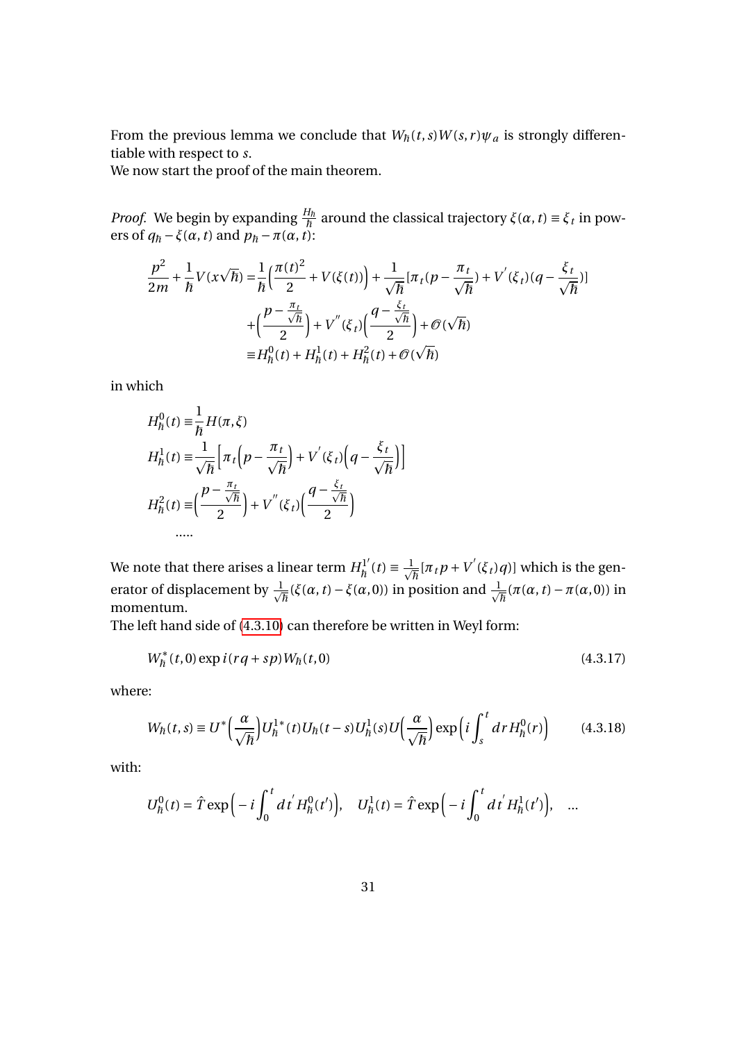From the previous lemma we conclude that $W_\hbar(t,s)W(s,r)\psi_a$ is strongly differentiable with respect to $s$.
We now start the proof of the main theorem.

*Proof.* We begin by expanding $\frac{H_\hbar}{\hbar}$ around the classical trajectory $\xi(\alpha,t)\equiv\xi_t$ in powers of $q_\hbar-\xi(\alpha,t)$ and $p_\hbar-\pi(\alpha,t)$:

$$
\begin{aligned}
\frac{p^2}{2m}+\frac{1}{\hbar}V(x\sqrt{\hbar}) =& \frac{1}{\hbar}\Big(\frac{\pi(t)^2}{2}+V(\xi(t))\Big)+\frac{1}{\sqrt{\hbar}}[\pi_t(p-\frac{\pi_t}{\sqrt{\hbar}})+V^{'}(\xi_t)(q-\frac{\xi_t}{\sqrt{\hbar}})] \\
&+\Big(\frac{p-\frac{\pi_t}{\sqrt{\hbar}}}{2}\Big)+V^{''}(\xi_t)\Big(\frac{q-\frac{\xi_t}{\sqrt{\hbar}}}{2}\Big)+\mathcal{O}(\sqrt{\hbar}) \\
\equiv& H^0_\hbar(t)+H^1_\hbar(t)+H^2_\hbar(t)+\mathcal{O}(\sqrt{\hbar})
\end{aligned}
$$

in which

$$
\begin{aligned}
H^0_\hbar(t) \equiv& \frac{1}{\hbar}H(\pi,\xi) \\
H^1_\hbar(t) \equiv& \frac{1}{\sqrt{\hbar}}\Big[\pi_t\Big(p-\frac{\pi_t}{\sqrt{\hbar}}\Big)+V^{'}(\xi_t)\Big(q-\frac{\xi_t}{\sqrt{\hbar}}\Big)\Big] \\
H^2_\hbar(t) \equiv& \Big(\frac{p-\frac{\pi_t}{\sqrt{\hbar}}}{2}\Big)+V^{''}(\xi_t)\Big(\frac{q-\frac{\xi_t}{\sqrt{\hbar}}}{2}\Big) \\
&.....
\end{aligned}
$$

We note that there arises a linear term $H^{1'}_\hbar(t)\equiv\frac{1}{\sqrt{\hbar}}[\pi_t p+V^{'}(\xi_t)q)]$ which is the generator of displacement by $\frac{1}{\sqrt{\hbar}}(\xi(\alpha,t)-\xi(\alpha,0))$ in position and $\frac{1}{\sqrt{\hbar}}(\pi(\alpha,t)-\pi(\alpha,0))$ in momentum.
The left hand side of (4.3.10) can therefore be written in Weyl form:

$$
W^*_\hbar(t,0)\exp i(rq+sp)W_\hbar(t,0) \tag{4.3.17}
$$

where:

$$
W_\hbar(t,s)\equiv U^*\Big(\frac{\alpha}{\sqrt{\hbar}}\Big)U^{1*}_\hbar(t)U_\hbar(t-s)U^1_\hbar(s)U\Big(\frac{\alpha}{\sqrt{\hbar}}\Big)\exp\Big(i\int_s^t dr H^0_\hbar(r)\Big) \tag{4.3.18}
$$

with:

$$
U^0_\hbar(t)=\hat{T}\exp\Big(-i\int_0^t dt^{'}H^0_\hbar(t')\Big),\quad U^1_\hbar(t)=\hat{T}\exp\Big(-i\int_0^t dt^{'}H^1_\hbar(t')\Big),\quad ...
$$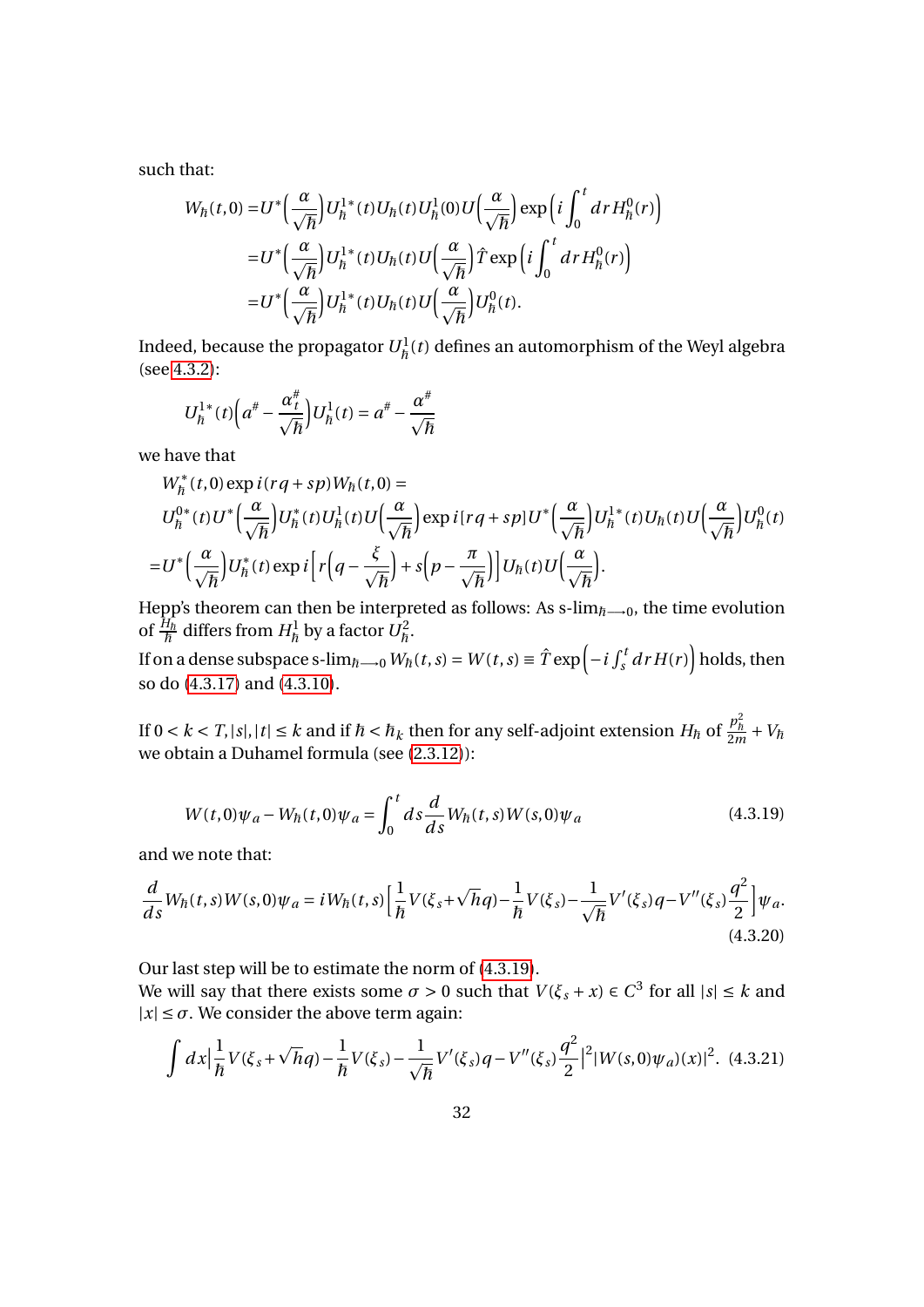such that:

$$
\begin{aligned}
W_\hbar(t,0) =& U^*\Big(\frac{\alpha}{\sqrt{\hbar}}\Big) U_\hbar^{1*}(t) U_\hbar(t) U_\hbar^1(0) U\Big(\frac{\alpha}{\sqrt{\hbar}}\Big) \exp\Big(i\int_0^t dr H_\hbar^0(r)\Big) \\
=& U^*\Big(\frac{\alpha}{\sqrt{\hbar}}\Big) U_\hbar^{1*}(t) U_\hbar(t) U\Big(\frac{\alpha}{\sqrt{\hbar}}\Big) \hat{T}\exp\Big(i\int_0^t dr H_\hbar^0(r)\Big) \\
=& U^*\Big(\frac{\alpha}{\sqrt{\hbar}}\Big) U_\hbar^{1*}(t) U_\hbar(t) U\Big(\frac{\alpha}{\sqrt{\hbar}}\Big) U_\hbar^0(t).
\end{aligned}
$$

Indeed, because the propagator $U_\hbar^1(t)$ defines an automorphism of the Weyl algebra (see 4.3.2):

$$
U_\hbar^{1*}(t)\Big(a^\# - \frac{\alpha_t^\#}{\sqrt{\hbar}}\Big) U_\hbar^1(t) = a^\# - \frac{\alpha^\#}{\sqrt{\hbar}}
$$

we have that

$$
\begin{aligned}
& W_\hbar^*(t,0)\exp i(rq+sp) W_\hbar(t,0) = \\
& U_\hbar^{0*}(t) U^*\Big(\frac{\alpha}{\sqrt{\hbar}}\Big) U_\hbar^*(t) U_\hbar^1(t) U\Big(\frac{\alpha}{\sqrt{\hbar}}\Big) \exp i[rq+sp] U^*\Big(\frac{\alpha}{\sqrt{\hbar}}\Big) U_\hbar^{1*}(t) U_\hbar(t) U\Big(\frac{\alpha}{\sqrt{\hbar}}\Big) U_\hbar^0(t) \\
=& U^*\Big(\frac{\alpha}{\sqrt{\hbar}}\Big) U_\hbar^*(t) \exp i\Big[r\Big(q - \frac{\xi}{\sqrt{\hbar}}\Big) + s\Big(p - \frac{\pi}{\sqrt{\hbar}}\Big)\Big] U_\hbar(t) U\Big(\frac{\alpha}{\sqrt{\hbar}}\Big).
\end{aligned}
$$

Hepp's theorem can then be interpreted as follows: As s-$\lim_{\hbar\longrightarrow 0}$, the time evolution of $\frac{H_\hbar}{\hbar}$ differs from $H_\hbar^1$ by a factor $U_\hbar^2$.

If on a dense subspace s-$\lim_{\hbar\longrightarrow 0} W_\hbar(t,s) = W(t,s) \equiv \hat{T}\exp\Big(-i\int_s^t dr H(r)\Big)$ holds, then so do (4.3.17) and (4.3.10).

If $0 < k < T, |s|, |t| \le k$ and if $\hbar < \hbar_k$ then for any self-adjoint extension $H_\hbar$ of $\frac{p_\hbar^2}{2m} + V_\hbar$ we obtain a Duhamel formula (see (2.3.12)):

$$
W(t,0)\psi_a - W_\hbar(t,0)\psi_a = \int_0^t ds \frac{d}{ds} W_\hbar(t,s) W(s,0)\psi_a \tag{4.3.19}
$$

and we note that:

$$
\frac{d}{ds} W_\hbar(t,s) W(s,0)\psi_a = i W_\hbar(t,s)\Big[\frac{1}{\hbar}V(\xi_s+\sqrt{\hbar}q) - \frac{1}{\hbar}V(\xi_s) - \frac{1}{\sqrt{\hbar}}V'(\xi_s)q - V''(\xi_s)\frac{q^2}{2}\Big]\psi_a. \tag{4.3.20}
$$

Our last step will be to estimate the norm of (4.3.19).

We will say that there exists some $\sigma > 0$ such that $V(\xi_s + x) \in C^3$ for all $|s| \le k$ and $|x| \le \sigma$. We consider the above term again:

$$
\int dx \Big|\frac{1}{\hbar}V(\xi_s+\sqrt{\hbar}q) - \frac{1}{\hbar}V(\xi_s) - \frac{1}{\sqrt{\hbar}}V'(\xi_s)q - V''(\xi_s)\frac{q^2}{2}\Big|^2 |W(s,0)\psi_a)(x)|^2. \tag{4.3.21}
$$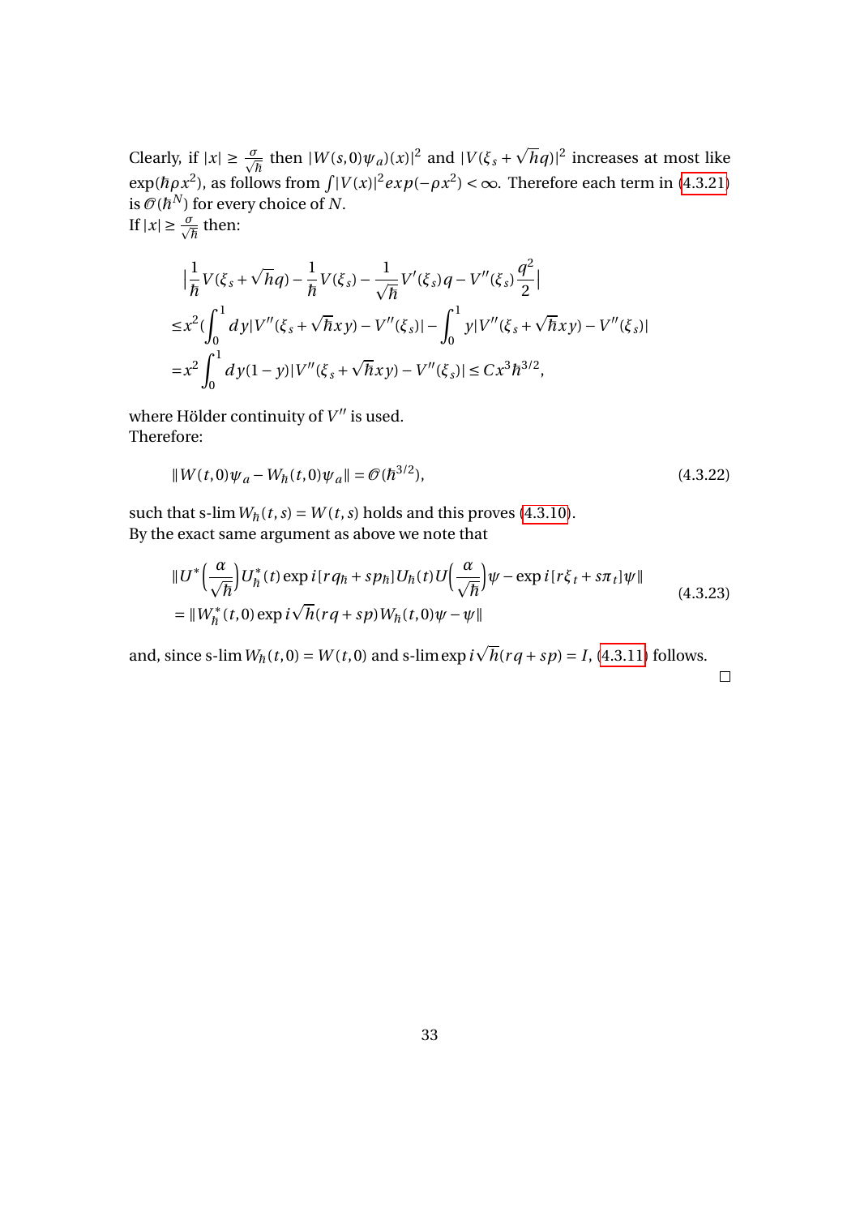Clearly, if $|x| \geq \frac{\sigma}{\sqrt{\hbar}}$ then $|W(s,0)\psi_a)(x)|^2$ and $|V(\xi_s + \sqrt{h}q)|^2$ increases at most like $\exp(\hbar\rho x^2)$, as follows from $\int |V(x)|^2 exp(-\rho x^2) < \infty$. Therefore each term in (4.3.21) is $\mathcal{O}(\hbar^N)$ for every choice of $N$.
If $|x| \geq \frac{\sigma}{\sqrt{\hbar}}$ then:

$$
\begin{aligned}
&\Big|\frac{1}{\hbar}V(\xi_s + \sqrt{h}q) - \frac{1}{\hbar}V(\xi_s) - \frac{1}{\sqrt{\hbar}}V'(\xi_s)q - V''(\xi_s)\frac{q^2}{2}\Big| \\
\leq& x^2\Big(\int_0^1 dy|V''(\xi_s + \sqrt{\hbar}xy) - V''(\xi_s)| - \int_0^1 y|V''(\xi_s + \sqrt{\hbar}xy) - V''(\xi_s)| \\
=& x^2\int_0^1 dy(1-y)|V''(\xi_s + \sqrt{\hbar}xy) - V''(\xi_s)| \leq Cx^3\hbar^{3/2},
\end{aligned}
$$

where Hölder continuity of $V''$ is used.
Therefore:

$$
\|W(t,0)\psi_a - W_\hbar(t,0)\psi_a\| = \mathcal{O}(\hbar^{3/2}), \tag{4.3.22}
$$

such that s-lim $W_\hbar(t,s) = W(t,s)$ holds and this proves (4.3.10).
By the exact same argument as above we note that

$$
\begin{aligned}
&\|U^*\Big(\frac{\alpha}{\sqrt{\hbar}}\Big)U_\hbar^*(t)\exp i[rq_\hbar + sp_\hbar]U_\hbar(t)U\Big(\frac{\alpha}{\sqrt{\hbar}}\Big)\psi - \exp i[r\xi_t + s\pi_t]\psi\| \\
=& \|W_\hbar^*(t,0)\exp i\sqrt{h}(rq+sp)W_\hbar(t,0)\psi - \psi\|
\end{aligned} \tag{4.3.23}
$$

and, since s-lim $W_\hbar(t,0) = W(t,0)$ and s-lim $\exp i\sqrt{h}(rq+sp) = I$, (4.3.11) follows.

□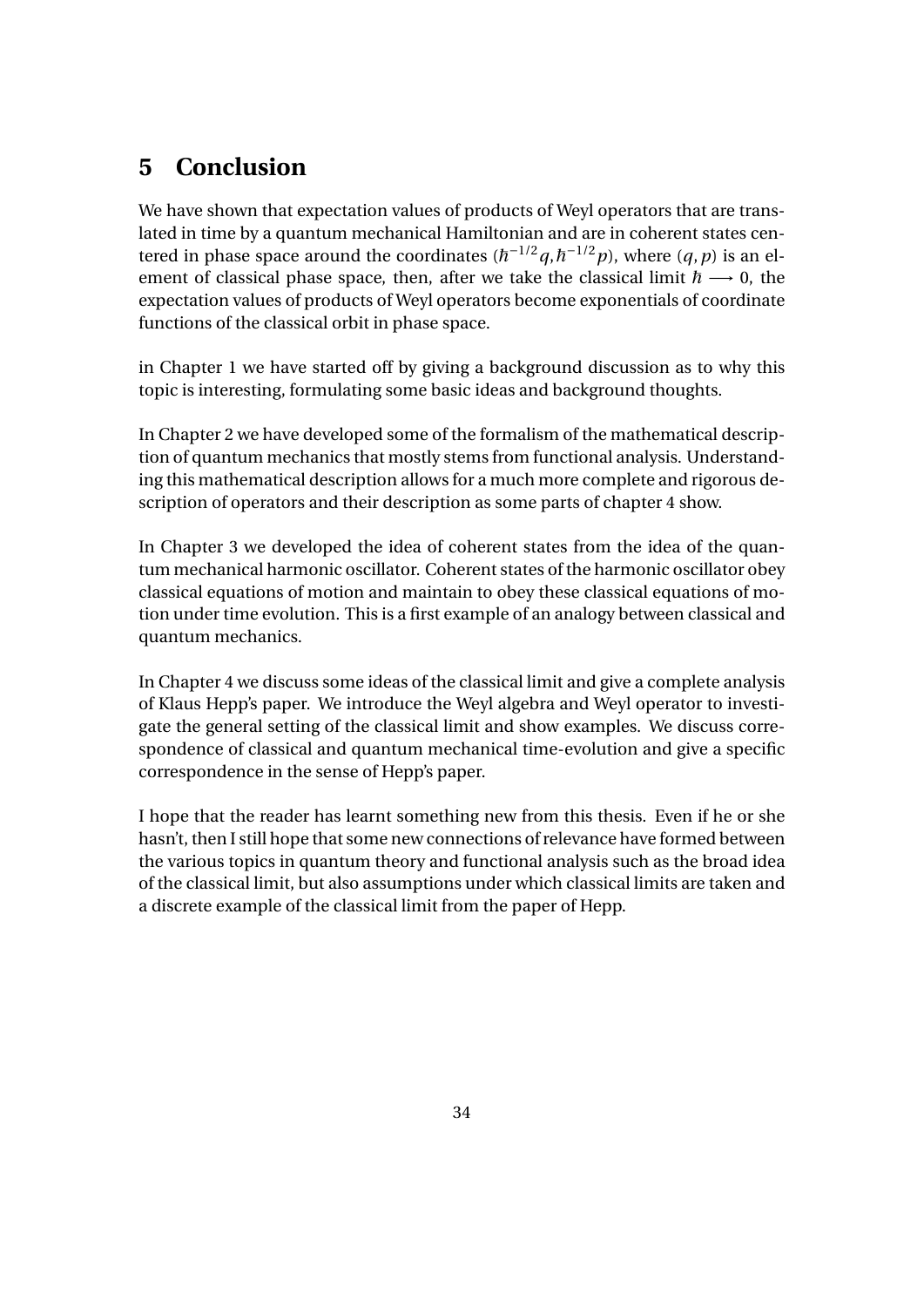# 5 Conclusion

We have shown that expectation values of products of Weyl operators that are translated in time by a quantum mechanical Hamiltonian and are in coherent states centered in phase space around the coordinates $(\hbar^{-1/2}q, \hbar^{-1/2}p)$, where $(q, p)$ is an element of classical phase space, then, after we take the classical limit $\hbar \longrightarrow 0$, the expectation values of products of Weyl operators become exponentials of coordinate functions of the classical orbit in phase space.

in Chapter 1 we have started off by giving a background discussion as to why this topic is interesting, formulating some basic ideas and background thoughts.

In Chapter 2 we have developed some of the formalism of the mathematical description of quantum mechanics that mostly stems from functional analysis. Understanding this mathematical description allows for a much more complete and rigorous description of operators and their description as some parts of chapter 4 show.

In Chapter 3 we developed the idea of coherent states from the idea of the quantum mechanical harmonic oscillator. Coherent states of the harmonic oscillator obey classical equations of motion and maintain to obey these classical equations of motion under time evolution. This is a first example of an analogy between classical and quantum mechanics.

In Chapter 4 we discuss some ideas of the classical limit and give a complete analysis of Klaus Hepp's paper. We introduce the Weyl algebra and Weyl operator to investigate the general setting of the classical limit and show examples. We discuss correspondence of classical and quantum mechanical time-evolution and give a specific correspondence in the sense of Hepp's paper.

I hope that the reader has learnt something new from this thesis. Even if he or she hasn't, then I still hope that some new connections of relevance have formed between the various topics in quantum theory and functional analysis such as the broad idea of the classical limit, but also assumptions under which classical limits are taken and a discrete example of the classical limit from the paper of Hepp.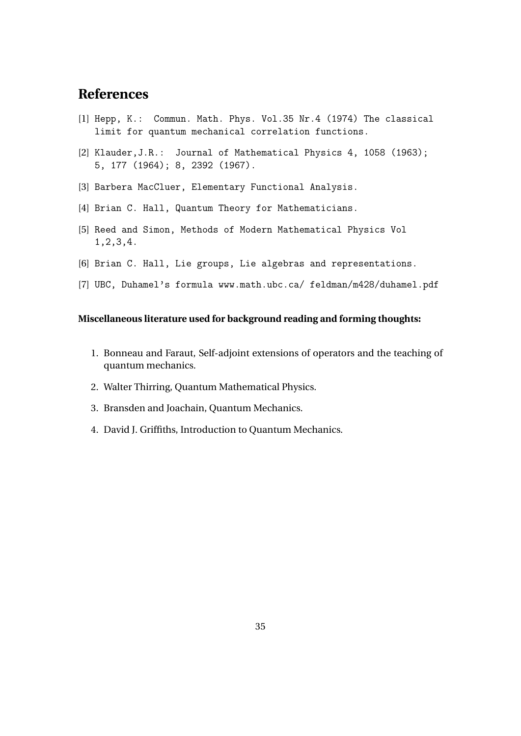# References

[1] Hepp, K.: Commun. Math. Phys. Vol.35 Nr.4 (1974) The classical limit for quantum mechanical correlation functions.

[2] Klauder,J.R.: Journal of Mathematical Physics 4, 1058 (1963); 5, 177 (1964); 8, 2392 (1967).

[3] Barbera MacCluer, Elementary Functional Analysis.

[4] Brian C. Hall, Quantum Theory for Mathematicians.

[5] Reed and Simon, Methods of Modern Mathematical Physics Vol 1,2,3,4.

[6] Brian C. Hall, Lie groups, Lie algebras and representations.

[7] UBC, Duhamel's formula www.math.ubc.ca/ feldman/m428/duhamel.pdf

**Miscellaneous literature used for background reading and forming thoughts:**

1. Bonneau and Faraut, Self-adjoint extensions of operators and the teaching of quantum mechanics.
2. Walter Thirring, Quantum Mathematical Physics.
3. Bransden and Joachain, Quantum Mechanics.
4. David J. Griffiths, Introduction to Quantum Mechanics.